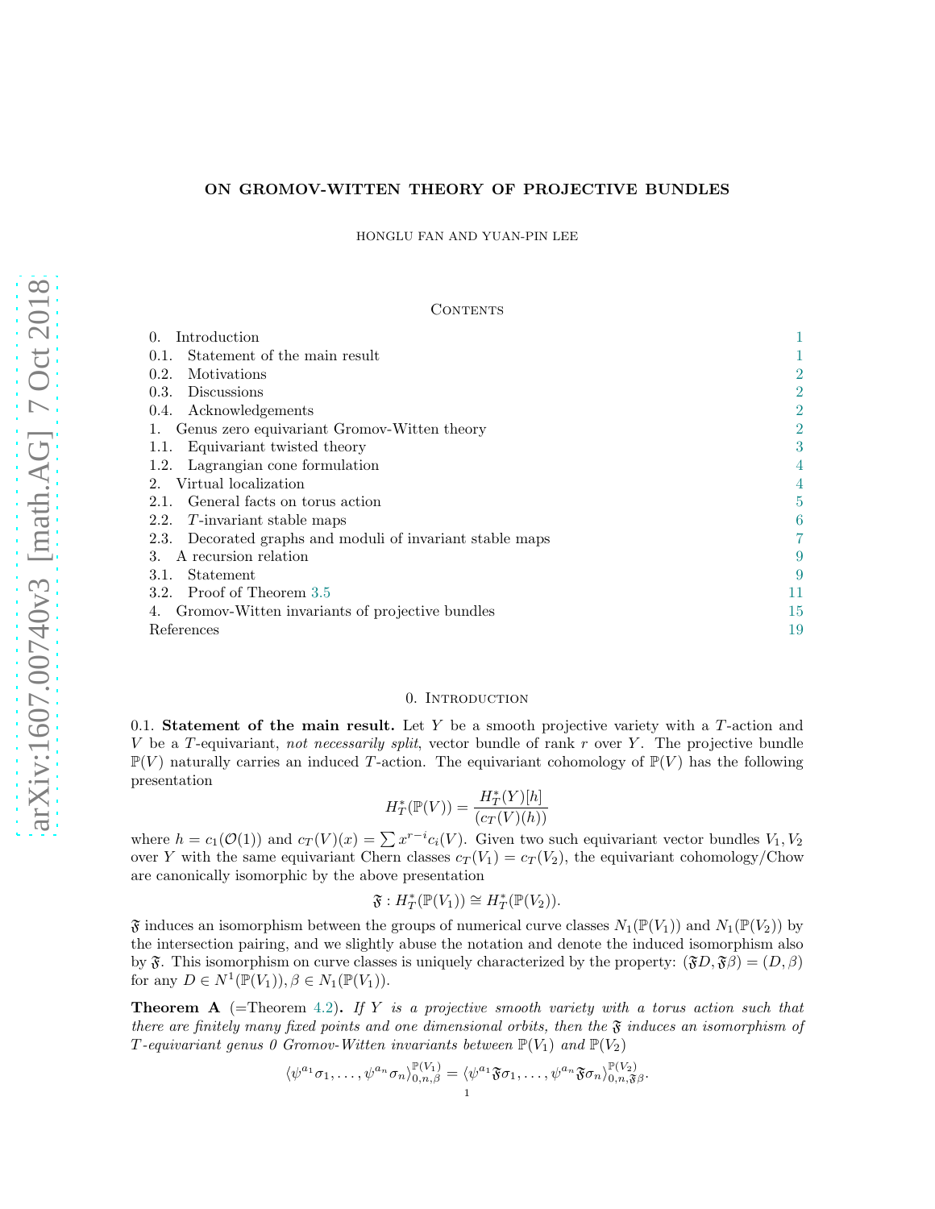# ON GROMOV-WITTEN THEORY OF PROJECTIVE BUNDLES

HONGLU FAN AND YUAN-PIN LEE

## Contents

- 0. Introduction — 1
  - 0.1. Statement of the main result — 1
  - 0.2. Motivations — 2
  - 0.3. Discussions — 2
  - 0.4. Acknowledgements — 2
- 1. Genus zero equivariant Gromov-Witten theory — 2
  - 1.1. Equivariant twisted theory — 3
  - 1.2. Lagrangian cone formulation — 4
- 2. Virtual localization — 4
  - 2.1. General facts on torus action — 5
  - 2.2. $T$-invariant stable maps — 6
  - 2.3. Decorated graphs and moduli of invariant stable maps — 7
- 3. A recursion relation — 9
  - 3.1. Statement — 9
  - 3.2. Proof of Theorem 3.5 — 11
- 4. Gromov-Witten invariants of projective bundles — 15
- References — 19

## 0. Introduction

**0.1. Statement of the main result.** Let $Y$ be a smooth projective variety with a $T$-action and $V$ be a $T$-equivariant, *not necessarily split*, vector bundle of rank $r$ over $Y$. The projective bundle $\mathbb{P}(V)$ naturally carries an induced $T$-action. The equivariant cohomology of $\mathbb{P}(V)$ has the following presentation

$$H_T^*(\mathbb{P}(V)) = \frac{H_T^*(Y)[h]}{(c_T(V)(h))}$$

where $h = c_1(\mathcal{O}(1))$ and $c_T(V)(x) = \sum x^{r-i} c_i(V)$. Given two such equivariant vector bundles $V_1, V_2$ over $Y$ with the same equivariant Chern classes $c_T(V_1) = c_T(V_2)$, the equivariant cohomology/Chow are canonically isomorphic by the above presentation

$$\mathfrak{F} : H_T^*(\mathbb{P}(V_1)) \cong H_T^*(\mathbb{P}(V_2)).$$

$\mathfrak{F}$ induces an isomorphism between the groups of numerical curve classes $N_1(\mathbb{P}(V_1))$ and $N_1(\mathbb{P}(V_2))$ by the intersection pairing, and we slightly abuse the notation and denote the induced isomorphism also by $\mathfrak{F}$. This isomorphism on curve classes is uniquely characterized by the property: $(\mathfrak{F}D, \mathfrak{F}\beta) = (D, \beta)$ for any $D \in N^1(\mathbb{P}(V_1)), \beta \in N_1(\mathbb{P}(V_1))$.

**Theorem A** (=Theorem 4.2)**.** *If $Y$ is a projective smooth variety with a torus action such that there are finitely many fixed points and one dimensional orbits, then the $\mathfrak{F}$ induces an isomorphism of $T$-equivariant genus 0 Gromov-Witten invariants between $\mathbb{P}(V_1)$ and $\mathbb{P}(V_2)$*

$$\langle \psi^{a_1}\sigma_1, \ldots, \psi^{a_n}\sigma_n \rangle_{0,n,\beta}^{\mathbb{P}(V_1)} = \langle \psi^{a_1}\mathfrak{F}\sigma_1, \ldots, \psi^{a_n}\mathfrak{F}\sigma_n \rangle_{0,n,\mathfrak{F}\beta}^{\mathbb{P}(V_2)}.$$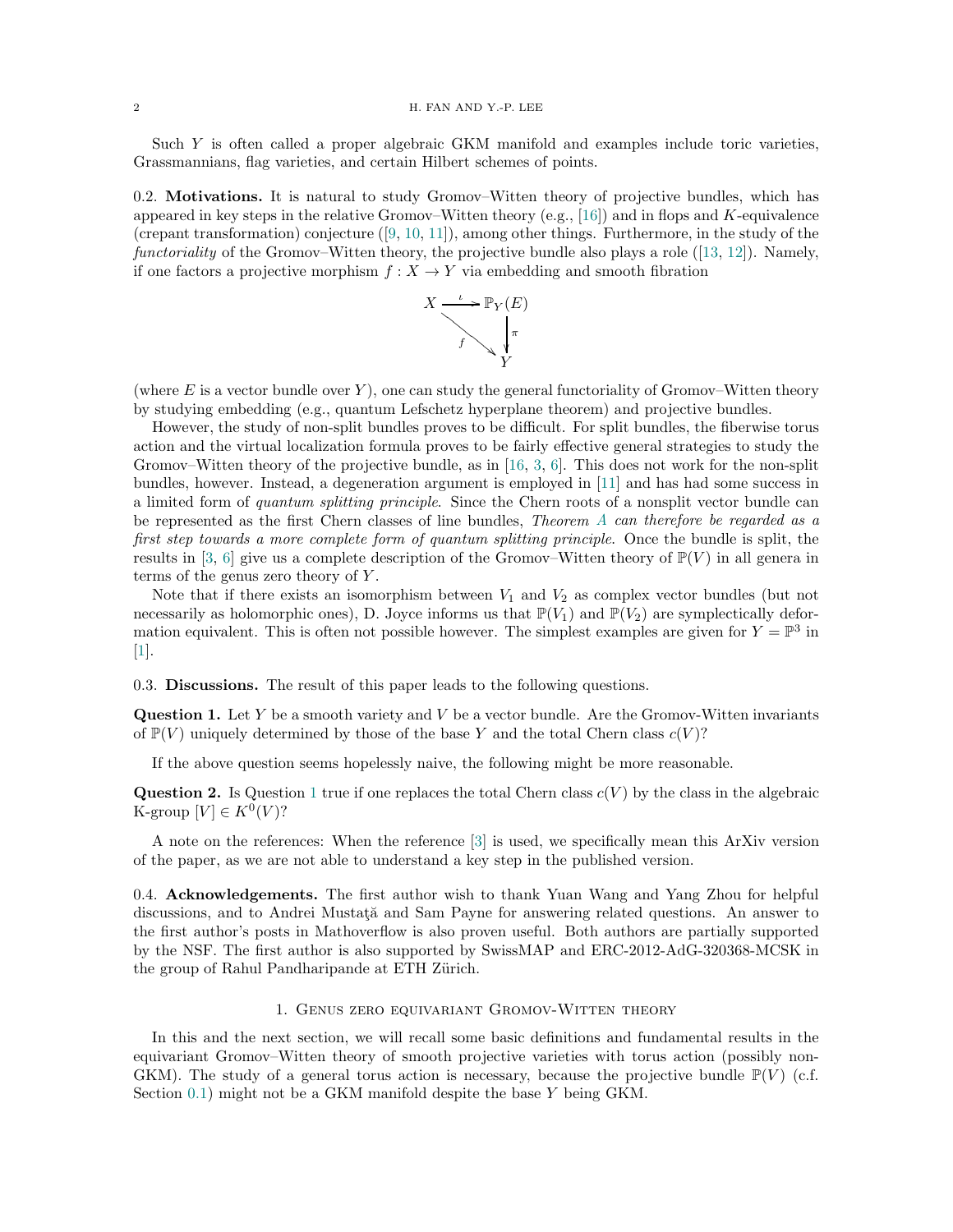Such $Y$ is often called a proper algebraic GKM manifold and examples include toric varieties, Grassmannians, flag varieties, and certain Hilbert schemes of points.

**0.2. Motivations.** It is natural to study Gromov–Witten theory of projective bundles, which has appeared in key steps in the relative Gromov–Witten theory (e.g., [16]) and in flops and $K$-equivalence (crepant transformation) conjecture ([9, 10, 11]), among other things. Furthermore, in the study of the *functoriality* of the Gromov–Witten theory, the projective bundle also plays a role ([13, 12]). Namely, if one factors a projective morphism $f : X \to Y$ via embedding and smooth fibration

$$
\begin{array}{ccc}
X & \xrightarrow{\iota} & \mathbb{P}_Y(E) \\
& \searrow^{f} & \downarrow{\pi} \\
& & Y
\end{array}
$$

(where $E$ is a vector bundle over $Y$), one can study the general functoriality of Gromov–Witten theory by studying embedding (e.g., quantum Lefschetz hyperplane theorem) and projective bundles.

However, the study of non-split bundles proves to be difficult. For split bundles, the fiberwise torus action and the virtual localization formula proves to be fairly effective general strategies to study the Gromov–Witten theory of the projective bundle, as in [16, 3, 6]. This does not work for the non-split bundles, however. Instead, a degeneration argument is employed in [11] and has had some success in a limited form of *quantum splitting principle*. Since the Chern roots of a nonsplit vector bundle can be represented as the first Chern classes of line bundles, *Theorem A can therefore be regarded as a first step towards a more complete form of quantum splitting principle*. Once the bundle is split, the results in [3, 6] give us a complete description of the Gromov–Witten theory of $\mathbb{P}(V)$ in all genera in terms of the genus zero theory of $Y$.

Note that if there exists an isomorphism between $V_1$ and $V_2$ as complex vector bundles (but not necessarily as holomorphic ones), D. Joyce informs us that $\mathbb{P}(V_1)$ and $\mathbb{P}(V_2)$ are symplectically deformation equivalent. This is often not possible however. The simplest examples are given for $Y = \mathbb{P}^3$ in [1].

**0.3. Discussions.** The result of this paper leads to the following questions.

**Question 1.** Let $Y$ be a smooth variety and $V$ be a vector bundle. Are the Gromov-Witten invariants of $\mathbb{P}(V)$ uniquely determined by those of the base $Y$ and the total Chern class $c(V)$?

If the above question seems hopelessly naive, the following might be more reasonable.

**Question 2.** Is Question 1 true if one replaces the total Chern class $c(V)$ by the class in the algebraic K-group $[V] \in K^0(V)$?

A note on the references: When the reference [3] is used, we specifically mean this ArXiv version of the paper, as we are not able to understand a key step in the published version.

**0.4. Acknowledgements.** The first author wish to thank Yuan Wang and Yang Zhou for helpful discussions, and to Andrei Mustaţă and Sam Payne for answering related questions. An answer to the first author's posts in Mathoverflow is also proven useful. Both authors are partially supported by the NSF. The first author is also supported by SwissMAP and ERC-2012-AdG-320368-MCSK in the group of Rahul Pandharipande at ETH Zürich.

## 1. Genus zero equivariant Gromov-Witten theory

In this and the next section, we will recall some basic definitions and fundamental results in the equivariant Gromov–Witten theory of smooth projective varieties with torus action (possibly non-GKM). The study of a general torus action is necessary, because the projective bundle $\mathbb{P}(V)$ (c.f. Section 0.1) might not be a GKM manifold despite the base $Y$ being GKM.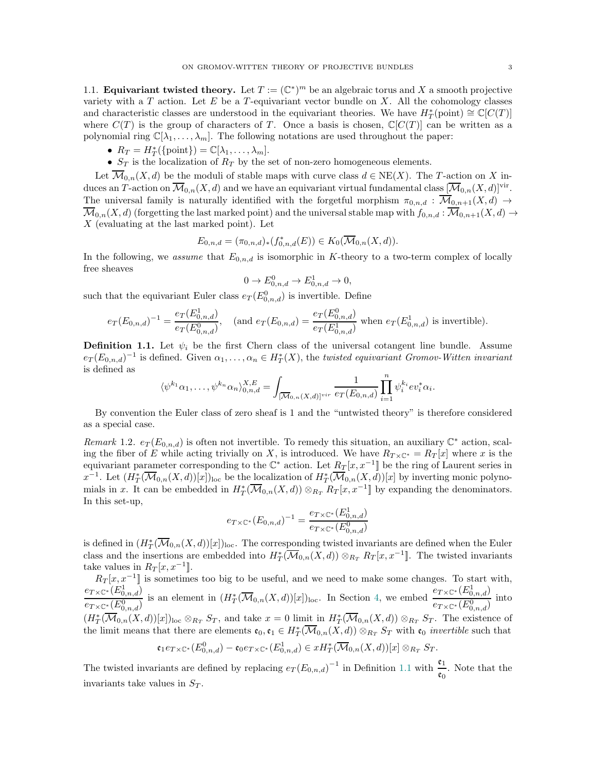### 1.1. Equivariant twisted theory.

Let $T := (\mathbb{C}^*)^m$ be an algebraic torus and $X$ a smooth projective variety with a $T$ action. Let $E$ be a $T$-equivariant vector bundle on $X$. All the cohomology classes and characteristic classes are understood in the equivariant theories. We have $H_T^*(\text{point}) \cong \mathbb{C}[C(T)]$ where $C(T)$ is the group of characters of $T$. Once a basis is chosen, $\mathbb{C}[C(T)]$ can be written as a polynomial ring $\mathbb{C}[\lambda_1, \ldots, \lambda_m]$. The following notations are used throughout the paper:

- $R_T = H_T^*(\{\text{point}\}) = \mathbb{C}[\lambda_1, \ldots, \lambda_m]$.
- $S_T$ is the localization of $R_T$ by the set of non-zero homogeneous elements.

Let $\overline{\mathcal{M}}_{0,n}(X, d)$ be the moduli of stable maps with curve class $d \in \text{NE}(X)$. The $T$-action on $X$ induces an $T$-action on $\overline{\mathcal{M}}_{0,n}(X, d)$ and we have an equivariant virtual fundamental class $[\overline{\mathcal{M}}_{0,n}(X, d)]^{\text{vir}}$. The universal family is naturally identified with the forgetful morphism $\pi_{0,n,d} : \overline{\mathcal{M}}_{0,n+1}(X, d) \to \overline{\mathcal{M}}_{0,n}(X, d)$ (forgetting the last marked point) and the universal stable map with $f_{0,n,d} : \overline{\mathcal{M}}_{0,n+1}(X, d) \to X$ (evaluating at the last marked point). Let

$$E_{0,n,d} = (\pi_{0,n,d})_*(f_{0,n,d}^*(E)) \in K_0(\overline{\mathcal{M}}_{0,n}(X, d)).$$

In the following, we *assume* that $E_{0,n,d}$ is isomorphic in $K$-theory to a two-term complex of locally free sheaves

$$0 \to E_{0,n,d}^0 \to E_{0,n,d}^1 \to 0,$$

such that the equivariant Euler class $e_T(E_{0,n,d}^0)$ is invertible. Define

$$e_T(E_{0,n,d})^{-1} = \frac{e_T(E_{0,n,d}^1)}{e_T(E_{0,n,d}^0)}, \quad (\text{and } e_T(E_{0,n,d}) = \frac{e_T(E_{0,n,d}^0)}{e_T(E_{0,n,d}^1)} \text{ when } e_T(E_{0,n,d}^1) \text{ is invertible}).$$

**Definition 1.1.** Let $\psi_i$ be the first Chern class of the universal cotangent line bundle. Assume $e_T(E_{0,n,d})^{-1}$ is defined. Given $\alpha_1, \ldots, \alpha_n \in H_T^*(X)$, the *twisted equivariant Gromov-Witten invariant* is defined as

$$\langle \psi^{k_1}\alpha_1, \ldots, \psi^{k_n}\alpha_n \rangle_{0,n,d}^{X,E} = \int_{[\overline{\mathcal{M}}_{0,n}(X,d)]^{vir}} \frac{1}{e_T(E_{0,n,d})} \prod_{i=1}^n \psi_i^{k_i} ev_i^* \alpha_i.$$

By convention the Euler class of zero sheaf is 1 and the "untwisted theory" is therefore considered as a special case.

*Remark* 1.2. $e_T(E_{0,n,d})$ is often not invertible. To remedy this situation, an auxiliary $\mathbb{C}^*$ action, scaling the fiber of $E$ while acting trivially on $X$, is introduced. We have $R_{T\times\mathbb{C}^*} = R_T[x]$ where $x$ is the equivariant parameter corresponding to the $\mathbb{C}^*$ action. Let $R_T[x, x^{-1}]\!]$ be the ring of Laurent series in $x^{-1}$. Let $(H_T^*(\overline{\mathcal{M}}_{0,n}(X, d))[x])_{\text{loc}}$ be the localization of $H_T^*(\overline{\mathcal{M}}_{0,n}(X, d))[x]$ by inverting monic polynomials in $x$. It can be embedded in $H_T^*(\overline{\mathcal{M}}_{0,n}(X, d)) \otimes_{R_T} R_T[x, x^{-1}]\!]$ by expanding the denominators. In this set-up,

$$e_{T\times\mathbb{C}^*}(E_{0,n,d})^{-1} = \frac{e_{T\times\mathbb{C}^*}(E_{0,n,d}^1)}{e_{T\times\mathbb{C}^*}(E_{0,n,d}^0)}$$

is defined in $(H_T^*(\overline{\mathcal{M}}_{0,n}(X, d))[x])_{\text{loc}}$. The corresponding twisted invariants are defined when the Euler class and the insertions are embedded into $H_T^*(\overline{\mathcal{M}}_{0,n}(X, d)) \otimes_{R_T} R_T[x, x^{-1}]\!]$. The twisted invariants take values in $R_T[x, x^{-1}]\!]$.

$R_T[x, x^{-1}]\!]$ is sometimes too big to be useful, and we need to make some changes. To start with, $\dfrac{e_{T\times\mathbb{C}^*}(E_{0,n,d}^1)}{e_{T\times\mathbb{C}^*}(E_{0,n,d}^0)}$ is an element in $(H_T^*(\overline{\mathcal{M}}_{0,n}(X, d))[x])_{\text{loc}}$. In Section 4, we embed $\dfrac{e_{T\times\mathbb{C}^*}(E_{0,n,d}^1)}{e_{T\times\mathbb{C}^*}(E_{0,n,d}^0)}$ into $(H_T^*(\overline{\mathcal{M}}_{0,n}(X, d))[x])_{\text{loc}} \otimes_{R_T} S_T$, and take $x = 0$ limit in $H_T^*(\overline{\mathcal{M}}_{0,n}(X, d)) \otimes_{R_T} S_T$. The existence of the limit means that there are elements $\mathfrak{e}_0, \mathfrak{e}_1 \in H_T^*(\overline{\mathcal{M}}_{0,n}(X, d)) \otimes_{R_T} S_T$ with $\mathfrak{e}_0$ *invertible* such that

$$\mathfrak{e}_1 e_{T\times\mathbb{C}^*}(E_{0,n,d}^0) - \mathfrak{e}_0 e_{T\times\mathbb{C}^*}(E_{0,n,d}^1) \in xH_T^*(\overline{\mathcal{M}}_{0,n}(X, d))[x] \otimes_{R_T} S_T.$$

The twisted invariants are defined by replacing $e_T(E_{0,n,d})^{-1}$ in Definition 1.1 with $\dfrac{\mathfrak{e}_1}{\mathfrak{e}_0}$. Note that the invariants take values in $S_T$.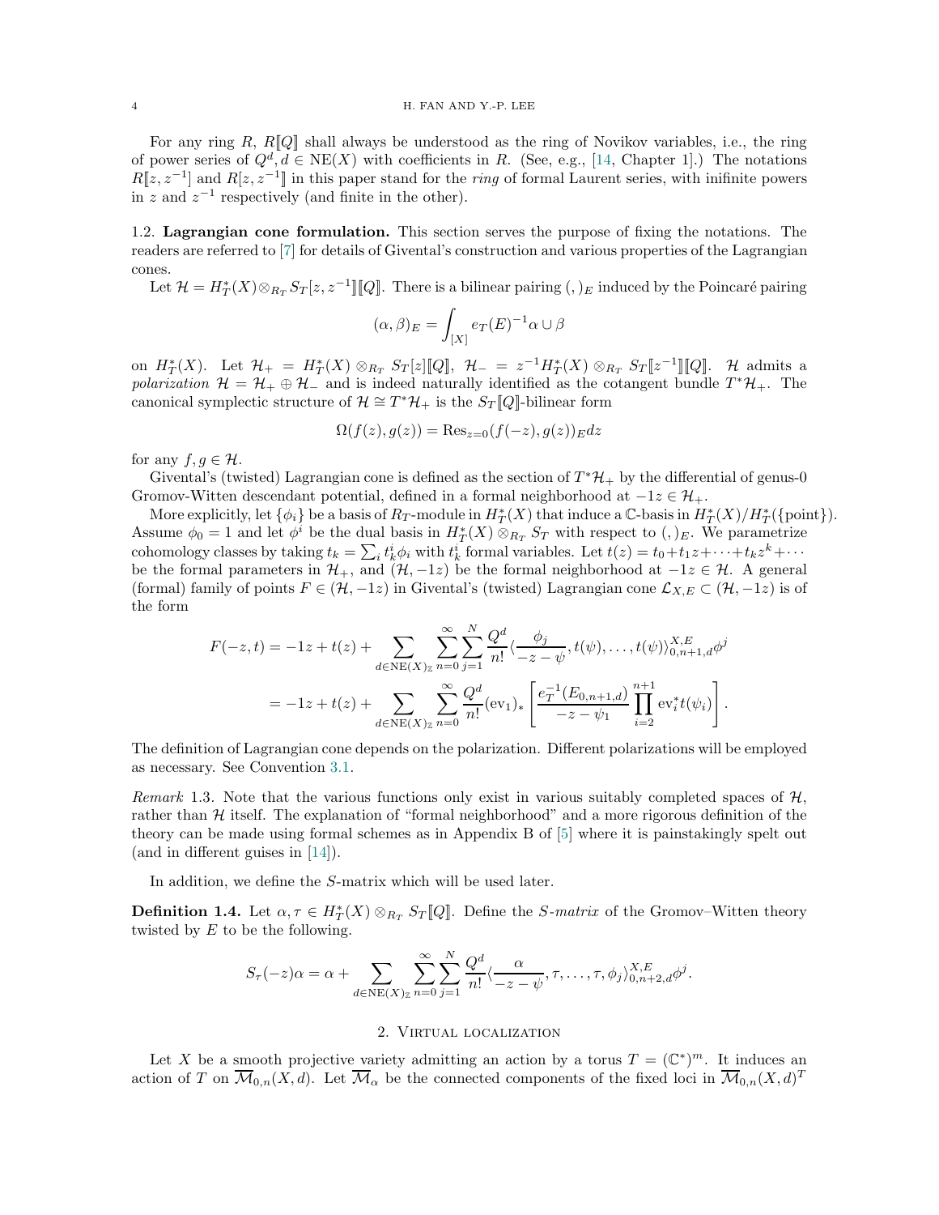For any ring $R$, $R[\![Q]\!]$ shall always be understood as the ring of Novikov variables, i.e., the ring of power series of $Q^d, d \in \mathrm{NE}(X)$ with coefficients in $R$. (See, e.g., [14, Chapter 1].) The notations $R[\![z, z^{-1}]$ and $R[z, z^{-1}]\!]$ in this paper stand for the *ring* of formal Laurent series, with inifinite powers in $z$ and $z^{-1}$ respectively (and finite in the other).

1.2. **Lagrangian cone formulation.** This section serves the purpose of fixing the notations. The readers are referred to [7] for details of Givental's construction and various properties of the Lagrangian cones.

Let $\mathcal{H} = H_T^*(X) \otimes_{R_T} S_T[z, z^{-1}]\!][\![Q]\!]$. There is a bilinear pairing $(,)_E$ induced by the Poincaré pairing

$$(\alpha, \beta)_E = \int_{[X]} e_T(E)^{-1} \alpha \cup \beta$$

on $H_T^*(X)$. Let $\mathcal{H}_+ = H_T^*(X) \otimes_{R_T} S_T[z][\![Q]\!]$, $\mathcal{H}_- = z^{-1} H_T^*(X) \otimes_{R_T} S_T[\![z^{-1}]\!][\![Q]\!]$. $\mathcal{H}$ admits a *polarization* $\mathcal{H} = \mathcal{H}_+ \oplus \mathcal{H}_-$ and is indeed naturally identified as the cotangent bundle $T^*\mathcal{H}_+$. The canonical symplectic structure of $\mathcal{H} \cong T^*\mathcal{H}_+$ is the $S_T[\![Q]\!]$-bilinear form

$$\Omega(f(z), g(z)) = \mathrm{Res}_{z=0}(f(-z), g(z))_E dz$$

for any $f, g \in \mathcal{H}$.

Givental's (twisted) Lagrangian cone is defined as the section of $T^*\mathcal{H}_+$ by the differential of genus-0 Gromov-Witten descendant potential, defined in a formal neighborhood at $-1z \in \mathcal{H}_+$.

More explicitly, let $\{\phi_i\}$ be a basis of $R_T$-module in $H_T^*(X)$ that induce a $\mathbb{C}$-basis in $H_T^*(X)/H_T^*(\{\text{point}\})$. Assume $\phi_0 = 1$ and let $\phi^i$ be the dual basis in $H_T^*(X) \otimes_{R_T} S_T$ with respect to $(,)_E$. We parametrize cohomology classes by taking $t_k = \sum_i t_k^i \phi_i$ with $t_k^i$ formal variables. Let $t(z) = t_0 + t_1 z + \cdots + t_k z^k + \cdots$ be the formal parameters in $\mathcal{H}_+$, and $(\mathcal{H}, -1z)$ be the formal neighborhood at $-1z \in \mathcal{H}$. A general (formal) family of points $F \in (\mathcal{H}, -1z)$ in Givental's (twisted) Lagrangian cone $\mathcal{L}_{X,E} \subset (\mathcal{H}, -1z)$ is of the form

$$\begin{aligned}
F(-z, t) &= -1z + t(z) + \sum_{d \in \mathrm{NE}(X)_{\mathbb{Z}}} \sum_{n=0}^{\infty} \sum_{j=1}^{N} \frac{Q^d}{n!} \langle \frac{\phi_j}{-z - \psi}, t(\psi), \ldots, t(\psi) \rangle_{0,n+1,d}^{X,E} \phi^j \\
&= -1z + t(z) + \sum_{d \in \mathrm{NE}(X)_{\mathbb{Z}}} \sum_{n=0}^{\infty} \frac{Q^d}{n!} (\mathrm{ev}_1)_* \left[ \frac{e_T^{-1}(E_{0,n+1,d})}{-z - \psi_1} \prod_{i=2}^{n+1} \mathrm{ev}_i^* t(\psi_i) \right].
\end{aligned}$$

The definition of Lagrangian cone depends on the polarization. Different polarizations will be employed as necessary. See Convention 3.1.

*Remark* 1.3. Note that the various functions only exist in various suitably completed spaces of $\mathcal{H}$, rather than $\mathcal{H}$ itself. The explanation of "formal neighborhood" and a more rigorous definition of the theory can be made using formal schemes as in Appendix B of [5] where it is painstakingly spelt out (and in different guises in [14]).

In addition, we define the $S$-matrix which will be used later.

**Definition 1.4.** Let $\alpha, \tau \in H_T^*(X) \otimes_{R_T} S_T[\![Q]\!]$. Define the *S-matrix* of the Gromov–Witten theory twisted by $E$ to be the following.

$$S_\tau(-z)\alpha = \alpha + \sum_{d \in \mathrm{NE}(X)_{\mathbb{Z}}} \sum_{n=0}^{\infty} \sum_{j=1}^{N} \frac{Q^d}{n!} \langle \frac{\alpha}{-z - \psi}, \tau, \ldots, \tau, \phi_j \rangle_{0,n+2,d}^{X,E} \phi^j.$$

## 2. Virtual localization

Let $X$ be a smooth projective variety admitting an action by a torus $T = (\mathbb{C}^*)^m$. It induces an action of $T$ on $\overline{\mathcal{M}}_{0,n}(X, d)$. Let $\overline{\mathcal{M}}_\alpha$ be the connected components of the fixed loci in $\overline{\mathcal{M}}_{0,n}(X, d)^T$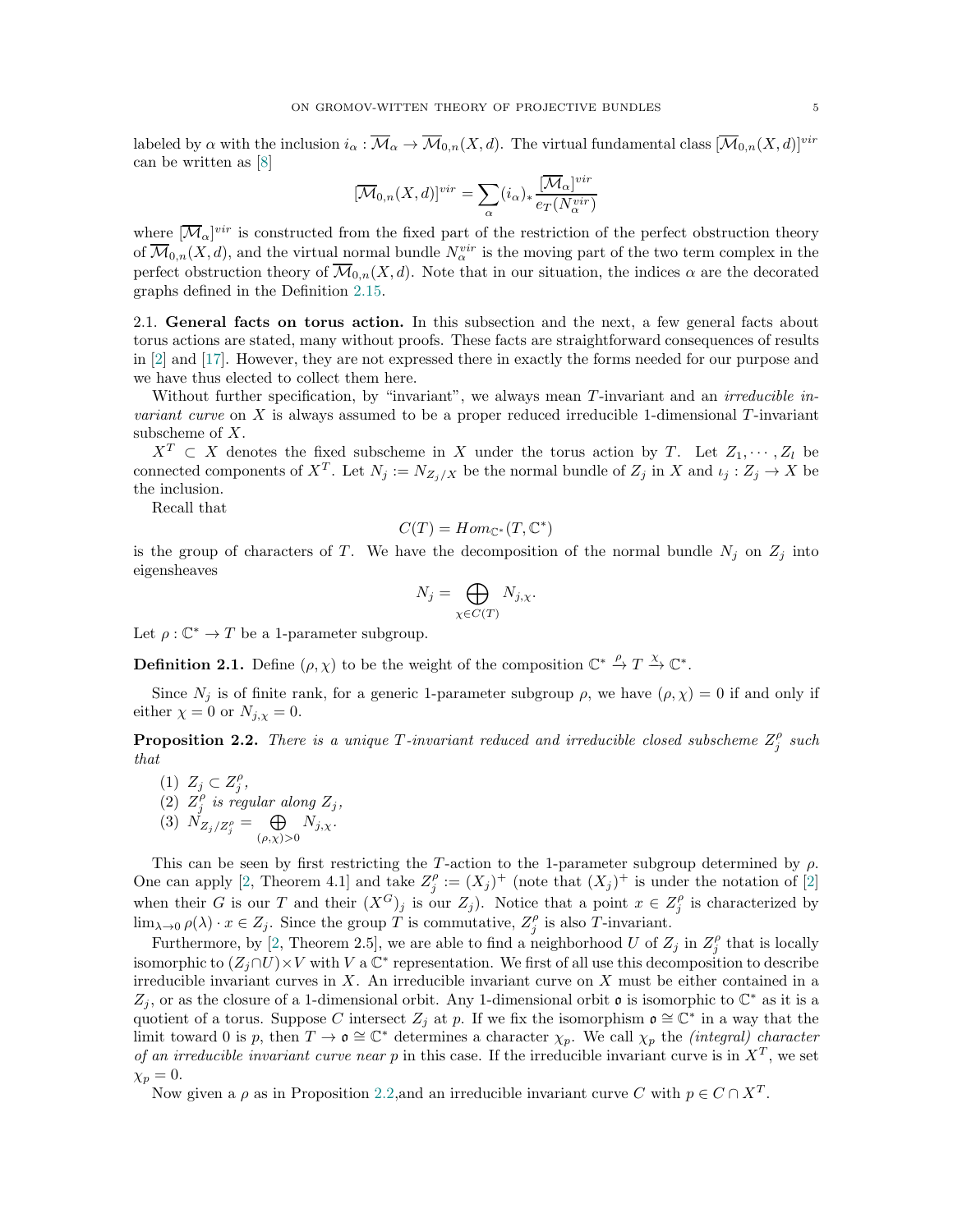labeled by $\alpha$ with the inclusion $i_\alpha : \overline{\mathcal{M}}_\alpha \to \overline{\mathcal{M}}_{0,n}(X,d)$. The virtual fundamental class $[\overline{\mathcal{M}}_{0,n}(X,d)]^{vir}$ can be written as [8]

$$[\overline{\mathcal{M}}_{0,n}(X,d)]^{vir} = \sum_\alpha (i_\alpha)_* \frac{[\overline{\mathcal{M}}_\alpha]^{vir}}{e_T(N_\alpha^{vir})}$$

where $[\overline{\mathcal{M}}_\alpha]^{vir}$ is constructed from the fixed part of the restriction of the perfect obstruction theory of $\overline{\mathcal{M}}_{0,n}(X,d)$, and the virtual normal bundle $N_\alpha^{vir}$ is the moving part of the two term complex in the perfect obstruction theory of $\overline{\mathcal{M}}_{0,n}(X,d)$. Note that in our situation, the indices $\alpha$ are the decorated graphs defined in the Definition 2.15.

## 2.1. General facts on torus action.

In this subsection and the next, a few general facts about torus actions are stated, many without proofs. These facts are straightforward consequences of results in [2] and [17]. However, they are not expressed there in exactly the forms needed for our purpose and we have thus elected to collect them here.

Without further specification, by "invariant", we always mean $T$-invariant and an *irreducible invariant curve* on $X$ is always assumed to be a proper reduced irreducible 1-dimensional $T$-invariant subscheme of $X$.

$X^T \subset X$ denotes the fixed subscheme in $X$ under the torus action by $T$. Let $Z_1, \cdots, Z_l$ be connected components of $X^T$. Let $N_j := N_{Z_j/X}$ be the normal bundle of $Z_j$ in $X$ and $\iota_j : Z_j \to X$ be the inclusion.

Recall that

$$C(T) = Hom_{\mathbb{C}^*}(T, \mathbb{C}^*)$$

is the group of characters of $T$. We have the decomposition of the normal bundle $N_j$ on $Z_j$ into eigensheaves

$$N_j = \bigoplus_{\chi \in C(T)} N_{j,\chi}.$$

Let $\rho : \mathbb{C}^* \to T$ be a 1-parameter subgroup.

**Definition 2.1.** Define $(\rho, \chi)$ to be the weight of the composition $\mathbb{C}^* \xrightarrow{\rho} T \xrightarrow{\chi} \mathbb{C}^*$.

Since $N_j$ is of finite rank, for a generic 1-parameter subgroup $\rho$, we have $(\rho, \chi) = 0$ if and only if either $\chi = 0$ or $N_{j,\chi} = 0$.

**Proposition 2.2.** *There is a unique $T$-invariant reduced and irreducible closed subscheme $Z_j^\rho$ such that*

1. $Z_j \subset Z_j^\rho$,
2. *$Z_j^\rho$ is regular along $Z_j$,*
3. $N_{Z_j/Z_j^\rho} = \bigoplus_{(\rho,\chi)>0} N_{j,\chi}$.

This can be seen by first restricting the $T$-action to the 1-parameter subgroup determined by $\rho$. One can apply [2, Theorem 4.1] and take $Z_j^\rho := (X_j)^+$ (note that $(X_j)^+$ is under the notation of [2] when their $G$ is our $T$ and their $(X^G)_j$ is our $Z_j$). Notice that a point $x \in Z_j^\rho$ is characterized by $\lim_{\lambda \to 0} \rho(\lambda) \cdot x \in Z_j$. Since the group $T$ is commutative, $Z_j^\rho$ is also $T$-invariant.

Furthermore, by [2, Theorem 2.5], we are able to find a neighborhood $U$ of $Z_j$ in $Z_j^\rho$ that is locally isomorphic to $(Z_j \cap U) \times V$ with $V$ a $\mathbb{C}^*$ representation. We first of all use this decomposition to describe irreducible invariant curves in $X$. An irreducible invariant curve on $X$ must be either contained in a $Z_j$, or as the closure of a 1-dimensional orbit. Any 1-dimensional orbit $\mathfrak{o}$ is isomorphic to $\mathbb{C}^*$ as it is a quotient of a torus. Suppose $C$ intersect $Z_j$ at $p$. If we fix the isomorphism $\mathfrak{o} \cong \mathbb{C}^*$ in a way that the limit toward 0 is $p$, then $T \to \mathfrak{o} \cong \mathbb{C}^*$ determines a character $\chi_p$. We call $\chi_p$ the *(integral) character of an irreducible invariant curve near $p$* in this case. If the irreducible invariant curve is in $X^T$, we set $\chi_p = 0$.

Now given a $\rho$ as in Proposition 2.2,and an irreducible invariant curve $C$ with $p \in C \cap X^T$.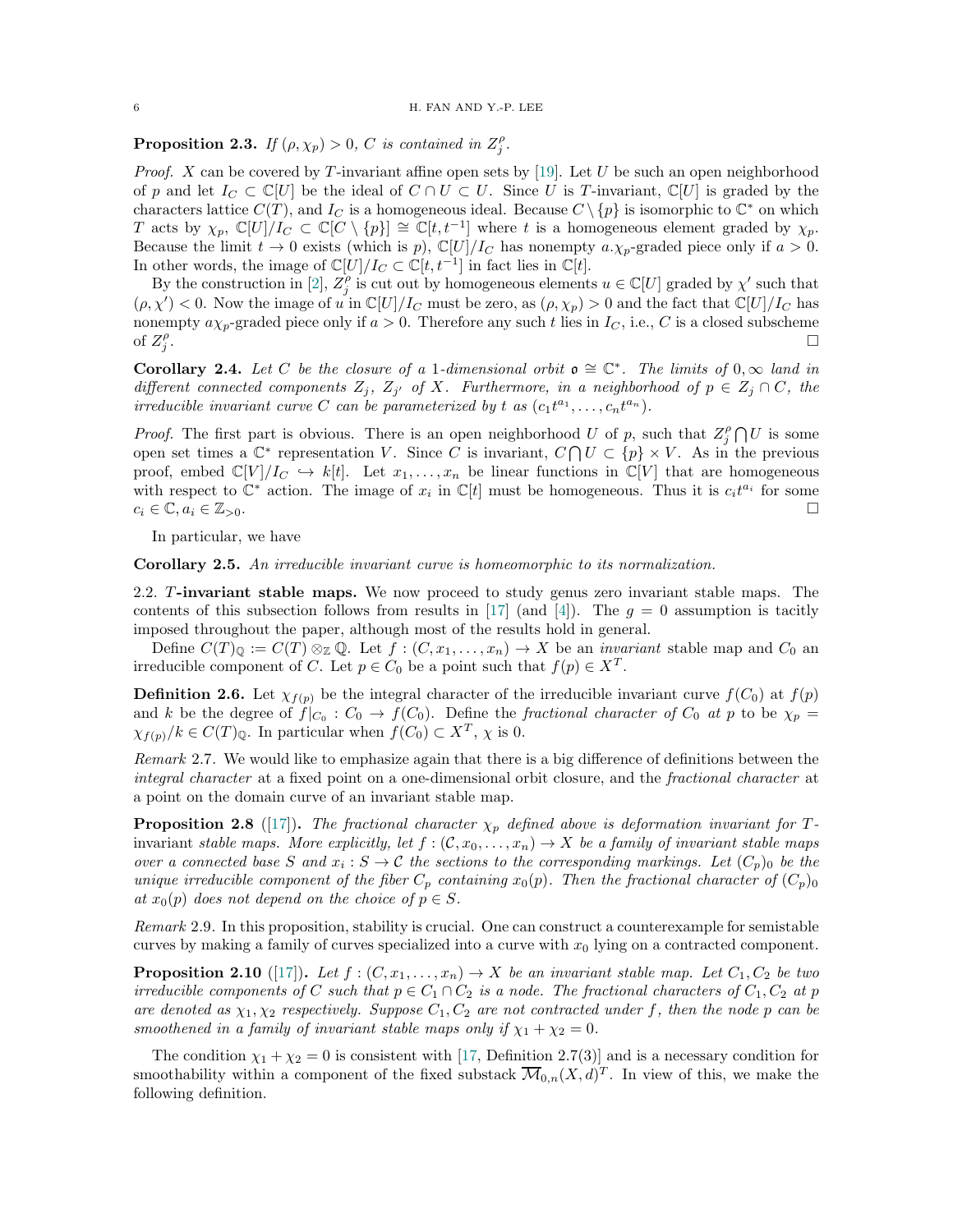**Proposition 2.3.** *If $(\rho, \chi_p) > 0$, $C$ is contained in $Z_j^\rho$.*

*Proof.* $X$ can be covered by $T$-invariant affine open sets by [19]. Let $U$ be such an open neighborhood of $p$ and let $I_C \subset \mathbb{C}[U]$ be the ideal of $C \cap U \subset U$. Since $U$ is $T$-invariant, $\mathbb{C}[U]$ is graded by the characters lattice $C(T)$, and $I_C$ is a homogeneous ideal. Because $C \setminus \{p\}$ is isomorphic to $\mathbb{C}^*$ on which $T$ acts by $\chi_p$, $\mathbb{C}[U]/I_C \subset \mathbb{C}[C \setminus \{p\}] \cong \mathbb{C}[t, t^{-1}]$ where $t$ is a homogeneous element graded by $\chi_p$. Because the limit $t \to 0$ exists (which is $p$), $\mathbb{C}[U]/I_C$ has nonempty $a.\chi_p$-graded piece only if $a > 0$. In other words, the image of $\mathbb{C}[U]/I_C \subset \mathbb{C}[t, t^{-1}]$ in fact lies in $\mathbb{C}[t]$.

By the construction in [2], $Z_j^\rho$ is cut out by homogeneous elements $u \in \mathbb{C}[U]$ graded by $\chi'$ such that $(\rho, \chi') < 0$. Now the image of $u$ in $\mathbb{C}[U]/I_C$ must be zero, as $(\rho, \chi_p) > 0$ and the fact that $\mathbb{C}[U]/I_C$ has nonempty $a\chi_p$-graded piece only if $a > 0$. Therefore any such $t$ lies in $I_C$, i.e., $C$ is a closed subscheme of $Z_j^\rho$. $\square$

**Corollary 2.4.** *Let $C$ be the closure of a 1-dimensional orbit $\mathfrak{o} \cong \mathbb{C}^*$. The limits of $0, \infty$ land in different connected components $Z_j$, $Z_{j'}$ of $X$. Furthermore, in a neighborhood of $p \in Z_j \cap C$, the irreducible invariant curve $C$ can be parameterized by $t$ as $(c_1 t^{a_1}, \ldots, c_n t^{a_n})$.*

*Proof.* The first part is obvious. There is an open neighborhood $U$ of $p$, such that $Z_j^\rho \bigcap U$ is some open set times a $\mathbb{C}^*$ representation $V$. Since $C$ is invariant, $C \bigcap U \subset \{p\} \times V$. As in the previous proof, embed $\mathbb{C}[V]/I_C \hookrightarrow k[t]$. Let $x_1, \ldots, x_n$ be linear functions in $\mathbb{C}[V]$ that are homogeneous with respect to $\mathbb{C}^*$ action. The image of $x_i$ in $\mathbb{C}[t]$ must be homogeneous. Thus it is $c_i t^{a_i}$ for some $c_i \in \mathbb{C}, a_i \in \mathbb{Z}_{>0}$. $\square$

In particular, we have

**Corollary 2.5.** *An irreducible invariant curve is homeomorphic to its normalization.*

## 2.2. $T$-invariant stable maps.

We now proceed to study genus zero invariant stable maps. The contents of this subsection follows from results in [17] (and [4]). The $g = 0$ assumption is tacitly imposed throughout the paper, although most of the results hold in general.

Define $C(T)_\mathbb{Q} := C(T) \otimes_\mathbb{Z} \mathbb{Q}$. Let $f : (C, x_1, \ldots, x_n) \to X$ be an *invariant* stable map and $C_0$ an irreducible component of $C$. Let $p \in C_0$ be a point such that $f(p) \in X^T$.

**Definition 2.6.** Let $\chi_{f(p)}$ be the integral character of the irreducible invariant curve $f(C_0)$ at $f(p)$ and $k$ be the degree of $f|_{C_0} : C_0 \to f(C_0)$. Define the *fractional character of $C_0$ at $p$* to be $\chi_p = \chi_{f(p)}/k \in C(T)_\mathbb{Q}$. In particular when $f(C_0) \subset X^T$, $\chi$ is 0.

*Remark* 2.7. We would like to emphasize again that there is a big difference of definitions between the *integral character* at a fixed point on a one-dimensional orbit closure, and the *fractional character* at a point on the domain curve of an invariant stable map.

**Proposition 2.8** ([17])**.** *The fractional character $\chi_p$ defined above is deformation invariant for $T$-invariant stable maps. More explicitly, let $f : (\mathcal{C}, x_0, \ldots, x_n) \to X$ be a family of invariant stable maps over a connected base $S$ and $x_i : S \to \mathcal{C}$ the sections to the corresponding markings. Let $(C_p)_0$ be the unique irreducible component of the fiber $C_p$ containing $x_0(p)$. Then the fractional character of $(C_p)_0$ at $x_0(p)$ does not depend on the choice of $p \in S$.*

*Remark* 2.9. In this proposition, stability is crucial. One can construct a counterexample for semistable curves by making a family of curves specialized into a curve with $x_0$ lying on a contracted component.

**Proposition 2.10** ([17])**.** *Let $f : (C, x_1, \ldots, x_n) \to X$ be an invariant stable map. Let $C_1, C_2$ be two irreducible components of $C$ such that $p \in C_1 \cap C_2$ is a node. The fractional characters of $C_1, C_2$ at $p$ are denoted as $\chi_1, \chi_2$ respectively. Suppose $C_1, C_2$ are not contracted under $f$, then the node $p$ can be smoothened in a family of invariant stable maps only if $\chi_1 + \chi_2 = 0$.*

The condition $\chi_1 + \chi_2 = 0$ is consistent with [17, Definition 2.7(3)] and is a necessary condition for smoothability within a component of the fixed substack $\overline{\mathcal{M}}_{0,n}(X, d)^T$. In view of this, we make the following definition.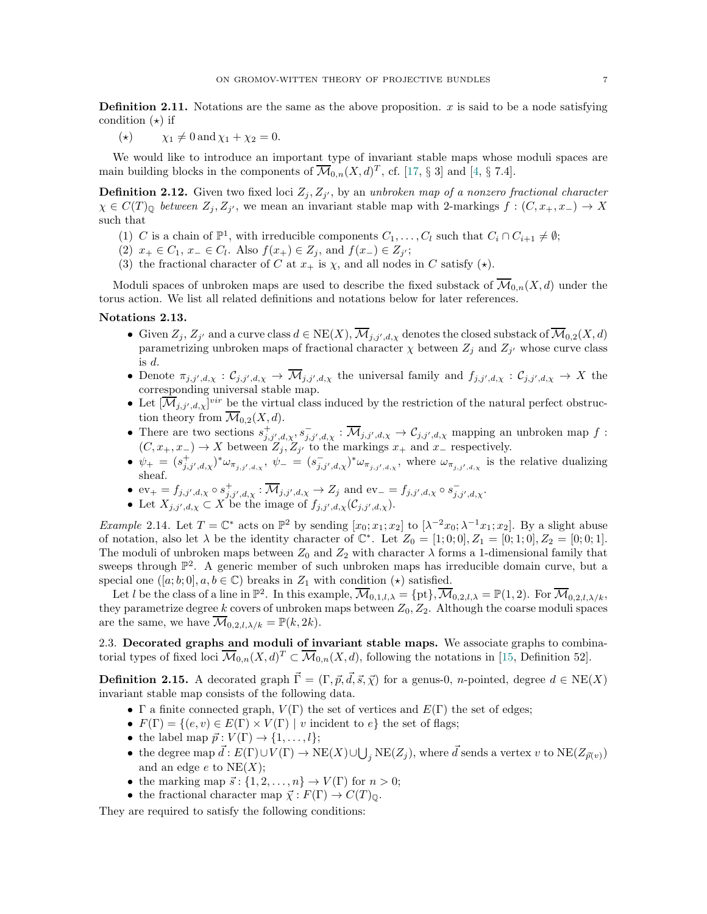**Definition 2.11.** Notations are the same as the above proposition. $x$ is said to be a node satisfying condition $(\star)$ if

$$(\star) \qquad \chi_1 \neq 0 \text{ and } \chi_1 + \chi_2 = 0.$$

We would like to introduce an important type of invariant stable maps whose moduli spaces are main building blocks in the components of $\overline{\mathcal{M}}_{0,n}(X,d)^T$, cf. [17, § 3] and [4, § 7.4].

**Definition 2.12.** Given two fixed loci $Z_j, Z_{j'}$, by an *unbroken map of a nonzero fractional character* $\chi \in C(T)_{\mathbb{Q}}$ *between* $Z_j, Z_{j'}$, we mean an invariant stable map with 2-markings $f : (C, x_+, x_-) \to X$ such that

1. $C$ is a chain of $\mathbb{P}^1$, with irreducible components $C_1, \ldots, C_l$ such that $C_i \cap C_{i+1} \neq \emptyset$;
2. $x_+ \in C_1$, $x_- \in C_l$. Also $f(x_+) \in Z_j$, and $f(x_-) \in Z_{j'}$;
3. the fractional character of $C$ at $x_+$ is $\chi$, and all nodes in $C$ satisfy $(\star)$.

Moduli spaces of unbroken maps are used to describe the fixed substack of $\overline{\mathcal{M}}_{0,n}(X,d)$ under the torus action. We list all related definitions and notations below for later references.

**Notations 2.13.**

- Given $Z_j$, $Z_{j'}$ and a curve class $d \in \mathrm{NE}(X)$, $\overline{\mathcal{M}}_{j,j',d,\chi}$ denotes the closed substack of $\overline{\mathcal{M}}_{0,2}(X,d)$ parametrizing unbroken maps of fractional character $\chi$ between $Z_j$ and $Z_{j'}$ whose curve class is $d$.
- Denote $\pi_{j,j',d,\chi} : \mathcal{C}_{j,j',d,\chi} \to \overline{\mathcal{M}}_{j,j',d,\chi}$ the universal family and $f_{j,j',d,\chi} : \mathcal{C}_{j,j',d,\chi} \to X$ the corresponding universal stable map.
- Let $[\overline{\mathcal{M}}_{j,j',d,\chi}]^{vir}$ be the virtual class induced by the restriction of the natural perfect obstruction theory from $\overline{\mathcal{M}}_{0,2}(X,d)$.
- There are two sections $s^+_{j,j',d,\chi}, s^-_{j,j',d,\chi} : \overline{\mathcal{M}}_{j,j',d,\chi} \to \mathcal{C}_{j,j',d,\chi}$ mapping an unbroken map $f : (C, x_+, x_-) \to X$ between $Z_j, Z_{j'}$ to the markings $x_+$ and $x_-$ respectively.
- $\psi_+ = (s^+_{j,j',d,\chi})^*\omega_{\pi_{j,j',d,\chi}}$, $\psi_- = (s^-_{j,j',d,\chi})^*\omega_{\pi_{j,j',d,\chi}}$, where $\omega_{\pi_{j,j',d,\chi}}$ is the relative dualizing sheaf.
- $\mathrm{ev}_+ = f_{j,j',d,\chi} \circ s^+_{j,j',d,\chi} : \overline{\mathcal{M}}_{j,j',d,\chi} \to Z_j$ and $\mathrm{ev}_- = f_{j,j',d,\chi} \circ s^-_{j,j',d,\chi}$.
- Let $X_{j,j',d,\chi} \subset X$ be the image of $f_{j,j',d,\chi}(\mathcal{C}_{j,j',d,\chi})$.

*Example* 2.14. Let $T = \mathbb{C}^*$ acts on $\mathbb{P}^2$ by sending $[x_0; x_1; x_2]$ to $[\lambda^{-2}x_0; \lambda^{-1}x_1; x_2]$. By a slight abuse of notation, also let $\lambda$ be the identity character of $\mathbb{C}^*$. Let $Z_0 = [1;0;0], Z_1 = [0;1;0], Z_2 = [0;0;1]$. The moduli of unbroken maps between $Z_0$ and $Z_2$ with character $\lambda$ forms a 1-dimensional family that sweeps through $\mathbb{P}^2$. A generic member of such unbroken maps has irreducible domain curve, but a special one ($[a;b;0], a, b \in \mathbb{C}$) breaks in $Z_1$ with condition $(\star)$ satisfied.

Let $l$ be the class of a line in $\mathbb{P}^2$. In this example, $\overline{\mathcal{M}}_{0,1,l,\lambda} = \{\mathrm{pt}\}, \overline{\mathcal{M}}_{0,2,l,\lambda} = \mathbb{P}(1,2)$. For $\overline{\mathcal{M}}_{0,2,l,\lambda/k}$, they parametrize degree $k$ covers of unbroken maps between $Z_0, Z_2$. Although the coarse moduli spaces are the same, we have $\overline{\mathcal{M}}_{0,2,l,\lambda/k} = \mathbb{P}(k, 2k)$.

2.3. **Decorated graphs and moduli of invariant stable maps.** We associate graphs to combinatorial types of fixed loci $\overline{\mathcal{M}}_{0,n}(X,d)^T \subset \overline{\mathcal{M}}_{0,n}(X,d)$, following the notations in [15, Definition 52].

**Definition 2.15.** A decorated graph $\vec{\Gamma} = (\Gamma, \vec{p}, \vec{d}, \vec{s}, \vec{\chi})$ for a genus-0, $n$-pointed, degree $d \in \mathrm{NE}(X)$ invariant stable map consists of the following data.

- $\Gamma$ a finite connected graph, $V(\Gamma)$ the set of vertices and $E(\Gamma)$ the set of edges;
- $F(\Gamma) = \{(e,v) \in E(\Gamma) \times V(\Gamma) \mid v \text{ incident to } e\}$ the set of flags;
- the label map $\vec{p} : V(\Gamma) \to \{1, \ldots, l\}$;
- the degree map $\vec{d} : E(\Gamma) \cup V(\Gamma) \to \mathrm{NE}(X) \cup \bigcup_j \mathrm{NE}(Z_j)$, where $\vec{d}$ sends a vertex $v$ to $\mathrm{NE}(Z_{\vec{p}(v)})$ and an edge $e$ to $\mathrm{NE}(X)$;
- the marking map $\vec{s} : \{1, 2, \ldots, n\} \to V(\Gamma)$ for $n > 0$;
- the fractional character map $\vec{\chi} : F(\Gamma) \to C(T)_{\mathbb{Q}}$.

They are required to satisfy the following conditions: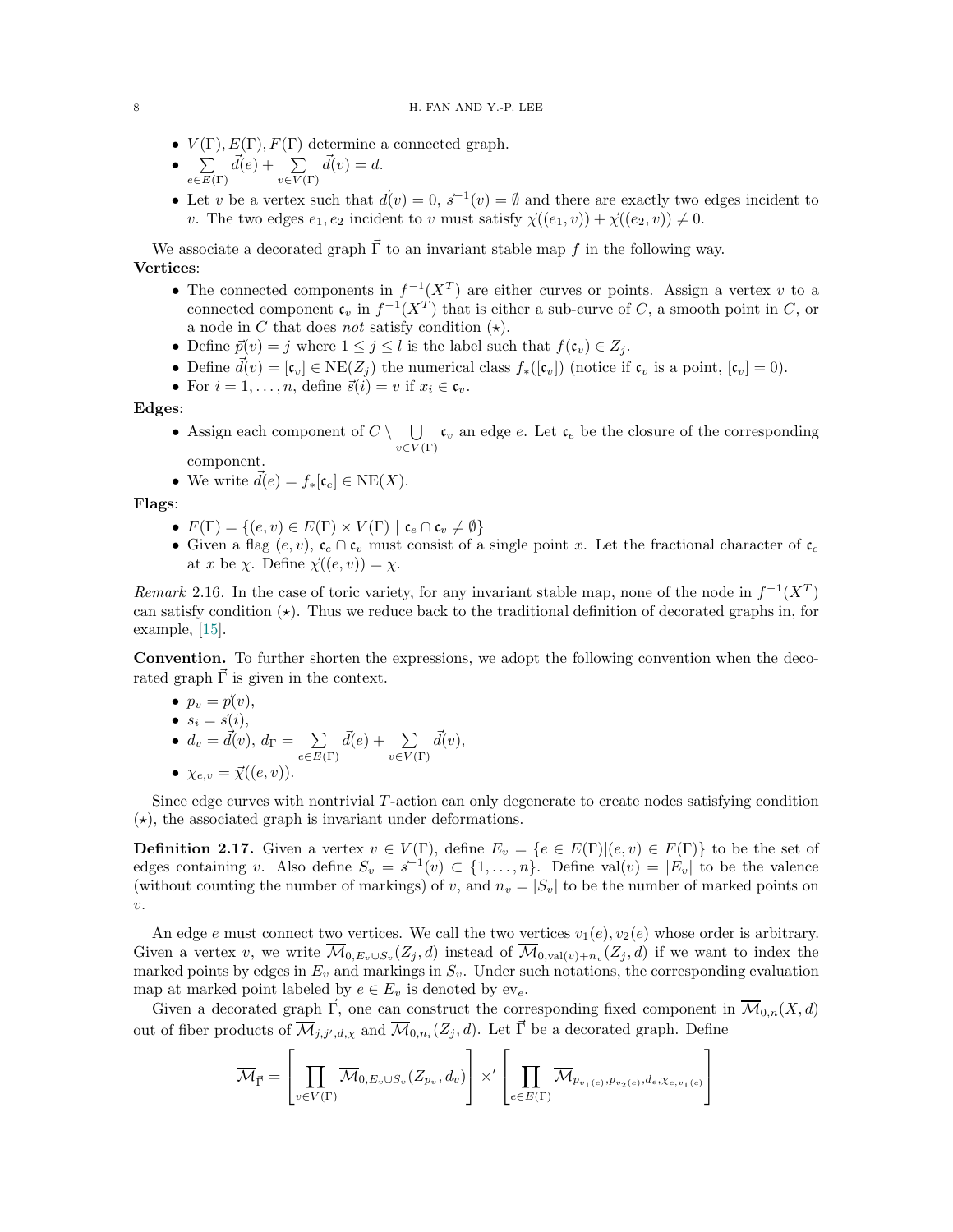- $V(\Gamma), E(\Gamma), F(\Gamma)$ determine a connected graph.
- $\sum_{e\in E(\Gamma)} \vec{d}(e) + \sum_{v\in V(\Gamma)} \vec{d}(v) = d$.
- Let $v$ be a vertex such that $\vec{d}(v) = 0$, $\vec{s}^{-1}(v) = \emptyset$ and there are exactly two edges incident to $v$. The two edges $e_1, e_2$ incident to $v$ must satisfy $\vec{\chi}((e_1, v)) + \vec{\chi}((e_2, v)) \neq 0$.

We associate a decorated graph $\vec{\Gamma}$ to an invariant stable map $f$ in the following way.

**Vertices**:

- The connected components in $f^{-1}(X^T)$ are either curves or points. Assign a vertex $v$ to a connected component $\mathfrak{c}_v$ in $f^{-1}(X^T)$ that is either a sub-curve of $C$, a smooth point in $C$, or a node in $C$ that does *not* satisfy condition $(\star)$.
- Define $\vec{p}(v) = j$ where $1 \leq j \leq l$ is the label such that $f(\mathfrak{c}_v) \in Z_j$.
- Define $\vec{d}(v) = [\mathfrak{c}_v] \in \mathrm{NE}(Z_j)$ the numerical class $f_*([\mathfrak{c}_v])$ (notice if $\mathfrak{c}_v$ is a point, $[\mathfrak{c}_v] = 0$).
- For $i = 1, \ldots, n$, define $\vec{s}(i) = v$ if $x_i \in \mathfrak{c}_v$.

**Edges**:

- Assign each component of $C \setminus \bigcup_{v\in V(\Gamma)} \mathfrak{c}_v$ an edge $e$. Let $\mathfrak{c}_e$ be the closure of the corresponding component.
- We write $\vec{d}(e) = f_*[\mathfrak{c}_e] \in \mathrm{NE}(X)$.

**Flags**:

- $F(\Gamma) = \{(e, v) \in E(\Gamma) \times V(\Gamma) \mid \mathfrak{c}_e \cap \mathfrak{c}_v \neq \emptyset\}$
- Given a flag $(e, v)$, $\mathfrak{c}_e \cap \mathfrak{c}_v$ must consist of a single point $x$. Let the fractional character of $\mathfrak{c}_e$ at $x$ be $\chi$. Define $\vec{\chi}((e, v)) = \chi$.

*Remark* 2.16. In the case of toric variety, for any invariant stable map, none of the node in $f^{-1}(X^T)$ can satisfy condition $(\star)$. Thus we reduce back to the traditional definition of decorated graphs in, for example, [15].

**Convention.** To further shorten the expressions, we adopt the following convention when the decorated graph $\vec{\Gamma}$ is given in the context.

- $p_v = \vec{p}(v)$,
- $s_i = \vec{s}(i)$,
- $d_v = \vec{d}(v)$, $d_\Gamma = \sum_{e\in E(\Gamma)} \vec{d}(e) + \sum_{v\in V(\Gamma)} \vec{d}(v)$,
- $\chi_{e,v} = \vec{\chi}((e, v))$.

Since edge curves with nontrivial $T$-action can only degenerate to create nodes satisfying condition $(\star)$, the associated graph is invariant under deformations.

**Definition 2.17.** Given a vertex $v \in V(\Gamma)$, define $E_v = \{e \in E(\Gamma) | (e, v) \in F(\Gamma)\}$ to be the set of edges containing $v$. Also define $S_v = \vec{s}^{-1}(v) \subset \{1, \ldots, n\}$. Define $\mathrm{val}(v) = |E_v|$ to be the valence (without counting the number of markings) of $v$, and $n_v = |S_v|$ to be the number of marked points on $v$.

An edge $e$ must connect two vertices. We call the two vertices $v_1(e), v_2(e)$ whose order is arbitrary. Given a vertex $v$, we write $\overline{\mathcal{M}}_{0,E_v\cup S_v}(Z_j, d)$ instead of $\overline{\mathcal{M}}_{0,\mathrm{val}(v)+n_v}(Z_j, d)$ if we want to index the marked points by edges in $E_v$ and markings in $S_v$. Under such notations, the corresponding evaluation map at marked point labeled by $e \in E_v$ is denoted by $\mathrm{ev}_e$.

Given a decorated graph $\vec{\Gamma}$, one can construct the corresponding fixed component in $\overline{\mathcal{M}}_{0,n}(X, d)$ out of fiber products of $\overline{\mathcal{M}}_{j,j',d,\chi}$ and $\overline{\mathcal{M}}_{0,n_i}(Z_j, d)$. Let $\vec{\Gamma}$ be a decorated graph. Define

$$\overline{\mathcal{M}}_{\vec{\Gamma}} = \left[ \prod_{v\in V(\Gamma)} \overline{\mathcal{M}}_{0,E_v\cup S_v}(Z_{p_v}, d_v) \right] \times' \left[ \prod_{e\in E(\Gamma)} \overline{\mathcal{M}}_{p_{v_1(e)},p_{v_2(e)},d_e,\chi_{e,v_1(e)}} \right]$$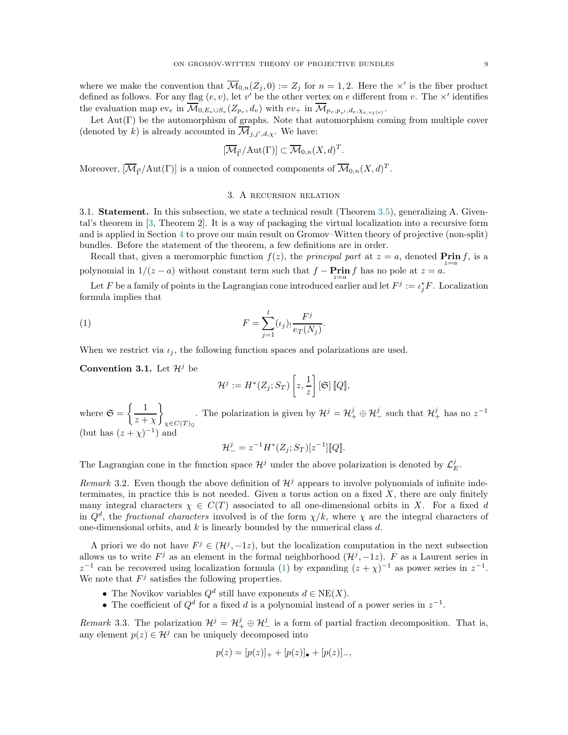where we make the convention that $\overline{\mathcal{M}}_{0,n}(Z_j, 0) := Z_j$ for $n = 1, 2$. Here the $\times'$ is the fiber product defined as follows. For any flag $(e, v)$, let $v'$ be the other vertex on $e$ different from $v$. The $\times'$ identifies the evaluation map $\mathrm{ev}_e$ in $\overline{\mathcal{M}}_{0,E_v \cup S_v}(Z_{p_v}, d_v)$ with $ev_+$ in $\overline{\mathcal{M}}_{p_v, p_{v'}, d_e, \chi_{e,v_1(e)}}$.

Let $\mathrm{Aut}(\Gamma)$ be the automorphism of graphs. Note that automorphism coming from multiple cover (denoted by $k$) is already accounted in $\overline{\mathcal{M}}_{j,j',d,\chi}$. We have:

$$[\overline{\mathcal{M}}_{\vec{\Gamma}}/\mathrm{Aut}(\Gamma)] \subset \overline{\mathcal{M}}_{0,n}(X, d)^T.$$

Moreover, $[\overline{\mathcal{M}}_{\vec{\Gamma}}/\mathrm{Aut}(\Gamma)]$ is a union of connected components of $\overline{\mathcal{M}}_{0,n}(X, d)^T$.

## 3. A recursion relation

### 3.1. Statement.

**3.1. Statement.** In this subsection, we state a technical result (Theorem 3.5), generalizing A. Givental's theorem in [3, Theorem 2]. It is a way of packaging the virtual localization into a recursive form and is applied in Section 4 to prove our main result on Gromov–Witten theory of projective (non-split) bundles. Before the statement of the theorem, a few definitions are in order.

Recall that, given a meromorphic function $f(z)$, the *principal part* at $z = a$, denoted $\mathbf{Prin}_{z=a} f$, is a polynomial in $1/(z-a)$ without constant term such that $f - \mathbf{Prin}_{z=a} f$ has no pole at $z = a$.

Let $F$ be a family of points in the Lagrangian cone introduced earlier and let $F^j := \iota_j^* F$. Localization formula implies that

$$F = \sum_{j=1}^{l} (\iota_j)_! \frac{F^j}{e_T(N_j)}. \tag{1}$$

When we restrict via $\iota_j$, the following function spaces and polarizations are used.

**Convention 3.1.** Let $\mathcal{H}^j$ be

$$\mathcal{H}^j := H^*(Z_j; S_T)\left[z, \frac{1}{z}\right][\mathfrak{S}]\,[\![Q]\!],$$

where $\mathfrak{S} = \left\{\dfrac{1}{z+\chi}\right\}_{\chi \in C(T)_{\mathbb{Q}}}$. The polarization is given by $\mathcal{H}^j = \mathcal{H}^j_+ \oplus \mathcal{H}^j_-$ such that $\mathcal{H}^j_+$ has no $z^{-1}$ (but has $(z+\chi)^{-1}$) and

$$\mathcal{H}^j_- = z^{-1} H^*(Z_j; S_T)[z^{-1}][\![Q]\!].$$

The Lagrangian cone in the function space $\mathcal{H}^j$ under the above polarization is denoted by $\mathcal{L}^j_E$.

*Remark* 3.2. Even though the above definition of $\mathcal{H}^j$ appears to involve polynomials of infinite indeterminates, in practice this is not needed. Given a torus action on a fixed $X$, there are only finitely many integral characters $\chi \in C(T)$ associated to all one-dimensional orbits in $X$. For a fixed $d$ in $Q^d$, the *fractional characters* involved is of the form $\chi/k$, where $\chi$ are the integral characters of one-dimensional orbits, and $k$ is linearly bounded by the numerical class $d$.

A priori we do not have $F^j \in (\mathcal{H}^j, -1z)$, but the localization computation in the next subsection allows us to write $F^j$ as an element in the formal neighborhood $(\mathcal{H}^j, -1z)$. $F$ as a Laurent series in $z^{-1}$ can be recovered using localization formula (1) by expanding $(z+\chi)^{-1}$ as power series in $z^{-1}$. We note that $F^j$ satisfies the following properties.

- The Novikov variables $Q^d$ still have exponents $d \in \mathrm{NE}(X)$.
- The coefficient of $Q^d$ for a fixed $d$ is a polynomial instead of a power series in $z^{-1}$.

*Remark* 3.3. The polarization $\mathcal{H}^j = \mathcal{H}^j_+ \oplus \mathcal{H}^j_-$ is a form of partial fraction decomposition. That is, any element $p(z) \in \mathcal{H}^j$ can be uniquely decomposed into

$$p(z) = [p(z)]_+ + [p(z)]_\bullet + [p(z)]_-,$$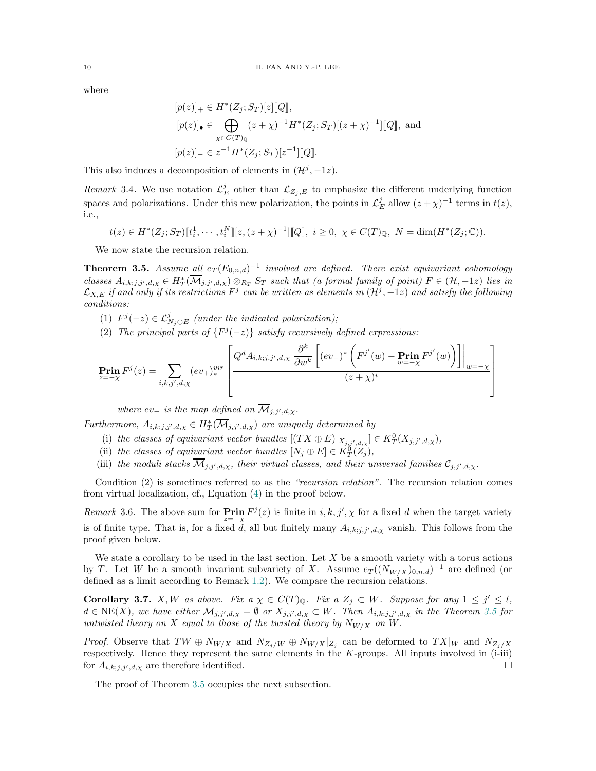where

$$
\begin{aligned}
&[p(z)]_+ \in H^*(Z_j; S_T)[z][\![Q]\!],\\
&[p(z)]_\bullet \in \bigoplus_{\chi \in C(T)_{\mathbb{Q}}} (z+\chi)^{-1} H^*(Z_j; S_T)[(z+\chi)^{-1}][\![Q]\!], \text{ and}\\
&[p(z)]_- \in z^{-1} H^*(Z_j; S_T)[z^{-1}][\![Q]\!].
\end{aligned}
$$

This also induces a decomposition of elements in $(\mathcal{H}^j, -1z)$.

*Remark* 3.4. We use notation $\mathcal{L}^j_E$ other than $\mathcal{L}_{Z_j,E}$ to emphasize the different underlying function spaces and polarizations. Under this new polarization, the points in $\mathcal{L}^j_E$ allow $(z+\chi)^{-1}$ terms in $t(z)$, i.e.,

$$
t(z) \in H^*(Z_j; S_T)[\![t^1_i, \cdots, t^N_i]\!][z, (z+\chi)^{-1}][\![Q]\!],\ i \geq 0,\ \chi \in C(T)_{\mathbb{Q}},\ N = \dim(H^*(Z_j;\mathbb{C})).
$$

We now state the recursion relation.

**Theorem 3.5.** *Assume all $e_T(E_{0,n,d})^{-1}$ involved are defined. There exist equivariant cohomology classes $A_{i,k;j,j',d,\chi} \in H^*_T(\overline{\mathcal{M}}_{j,j',d,\chi}) \otimes_{R_T} S_T$ such that (a formal family of point) $F \in (\mathcal{H}, -1z)$ lies in $\mathcal{L}_{X,E}$ if and only if its restrictions $F^j$ can be written as elements in $(\mathcal{H}^j, -1z)$ and satisfy the following conditions:*

1. *$F^j(-z) \in \mathcal{L}^j_{N_j \oplus E}$ (under the indicated polarization);*
2. *The principal parts of $\{F^j(-z)\}$ satisfy recursively defined expressions:*

$$
\mathop{\mathbf{Prin}}_{z=-\chi} F^j(z) = \sum_{i,k,j',d,\chi} (ev_+)^{vir}_* \left[ \frac{Q^d A_{i,k;j,j',d,\chi} \dfrac{\partial^k}{\partial w^k} \left[ (ev_-)^* \left( F^{j'}(w) - \mathop{\mathbf{Prin}}_{w=-\chi} F^{j'}(w) \right) \right] \Big|_{w=-\chi}}{(z+\chi)^i} \right]
$$

*where $ev_-$ is the map defined on $\overline{\mathcal{M}}_{j,j',d,\chi}$.*

*Furthermore, $A_{i,k;j,j',d,\chi} \in H^*_T(\overline{\mathcal{M}}_{j,j',d,\chi})$ are uniquely determined by*

- (i) *the classes of equivariant vector bundles $[(TX \oplus E)|_{X_{j,j',d,\chi}}] \in K^0_T(X_{j,j',d,\chi})$,*
- (ii) *the classes of equivariant vector bundles $[N_j \oplus E] \in K^0_T(Z_j)$,*
- (iii) *the moduli stacks $\overline{\mathcal{M}}_{j,j',d,\chi}$, their virtual classes, and their universal families $\mathcal{C}_{j,j',d,\chi}$.*

Condition (2) is sometimes referred to as the *"recursion relation"*. The recursion relation comes from virtual localization, cf., Equation (4) in the proof below.

*Remark* 3.6. The above sum for $\mathop{\mathbf{Prin}}_{z=-\chi} F^j(z)$ is finite in $i, k, j', \chi$ for a fixed $d$ when the target variety is of finite type. That is, for a fixed $d$, all but finitely many $A_{i,k;j,j',d,\chi}$ vanish. This follows from the proof given below.

We state a corollary to be used in the last section. Let $X$ be a smooth variety with a torus actions by $T$. Let $W$ be a smooth invariant subvariety of $X$. Assume $e_T((N_{W/X})_{0,n,d})^{-1}$ are defined (or defined as a limit according to Remark 1.2). We compare the recursion relations.

**Corollary 3.7.** *$X, W$ as above. Fix a $\chi \in C(T)_{\mathbb{Q}}$. Fix a $Z_j \subset W$. Suppose for any $1 \leq j' \leq l$, $d \in \mathrm{NE}(X)$, we have either $\overline{\mathcal{M}}_{j,j',d,\chi} = \emptyset$ or $X_{j,j',d,\chi} \subset W$. Then $A_{i,k;j,j',d,\chi}$ in the Theorem 3.5 for untwisted theory on $X$ equal to those of the twisted theory by $N_{W/X}$ on $W$.*

*Proof.* Observe that $TW \oplus N_{W/X}$ and $N_{Z_j/W} \oplus N_{W/X}|_{Z_j}$ can be deformed to $TX|_W$ and $N_{Z_j/X}$ respectively. Hence they represent the same elements in the $K$-groups. All inputs involved in (i-iii) for $A_{i,k;j,j',d,\chi}$ are therefore identified. $\square$

The proof of Theorem 3.5 occupies the next subsection.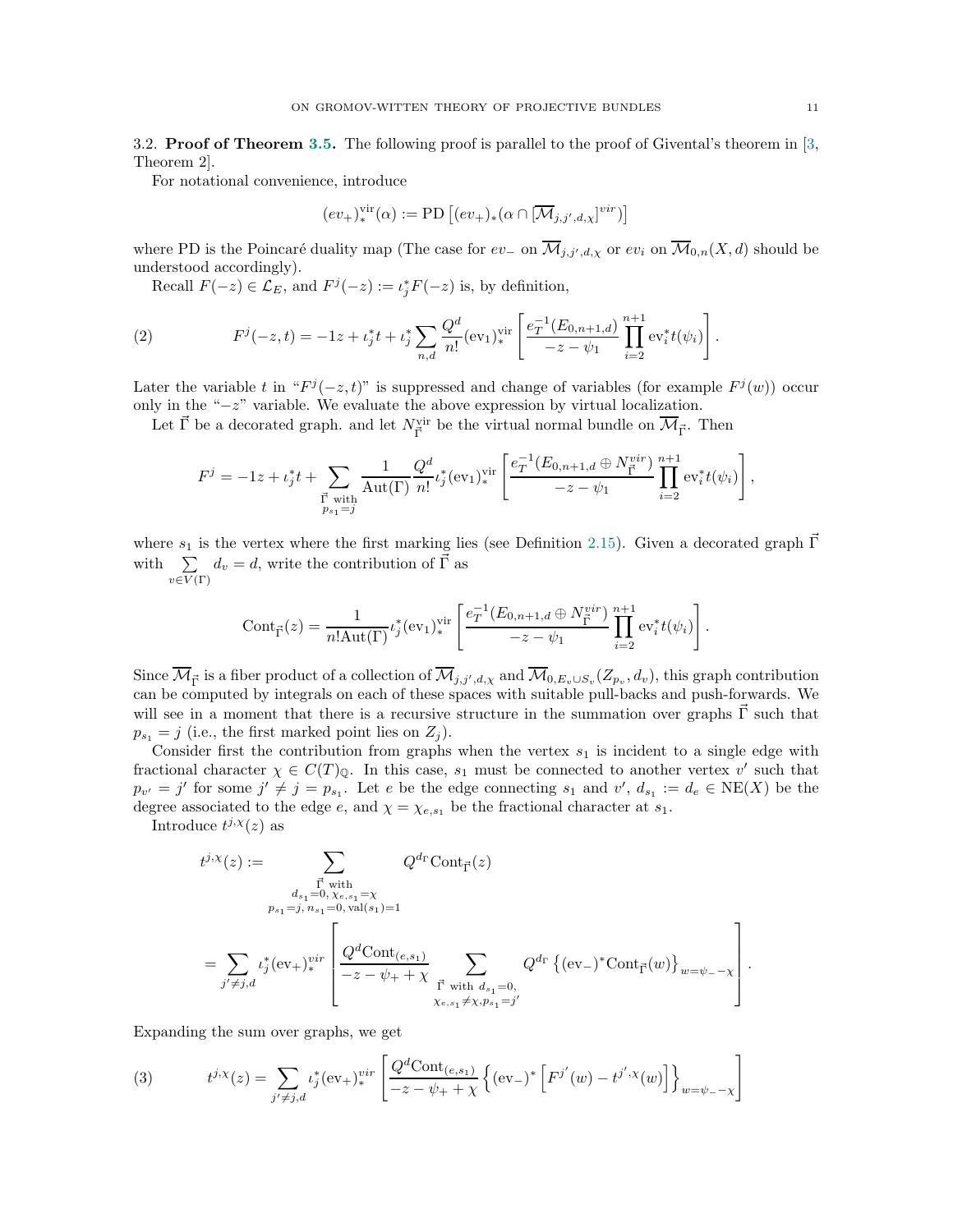3.2. **Proof of Theorem 3.5.** The following proof is parallel to the proof of Givental's theorem in [3, Theorem 2].

For notational convenience, introduce

$$(ev_+)^{\text{vir}}_*(\alpha) := \text{PD}\left[(ev_+)_*(\alpha \cap [\overline{\mathcal{M}}_{j,j',d,\chi}]^{vir})\right]$$

where PD is the Poincaré duality map (The case for $ev_-$ on $\overline{\mathcal{M}}_{j,j',d,\chi}$ or $ev_i$ on $\overline{\mathcal{M}}_{0,n}(X,d)$ should be understood accordingly).

Recall $F(-z) \in \mathcal{L}_E$, and $F^j(-z) := \iota_j^* F(-z)$ is, by definition,

$$F^j(-z,t) = -1z + \iota_j^* t + \iota_j^* \sum_{n,d} \frac{Q^d}{n!} (\text{ev}_1)^{\text{vir}}_* \left[ \frac{e_T^{-1}(E_{0,n+1,d})}{-z-\psi_1} \prod_{i=2}^{n+1} \text{ev}_i^* t(\psi_i) \right]. \tag{2}$$

Later the variable $t$ in "$F^j(-z,t)$" is suppressed and change of variables (for example $F^j(w)$) occur only in the "$-z$" variable. We evaluate the above expression by virtual localization.

Let $\vec{\Gamma}$ be a decorated graph. and let $N^{\text{vir}}_{\vec{\Gamma}}$ be the virtual normal bundle on $\overline{\mathcal{M}}_{\vec{\Gamma}}$. Then

$$F^j = -1z + \iota_j^* t + \sum_{\substack{\vec{\Gamma} \text{ with} \\ p_{s_1}=j}} \frac{1}{\text{Aut}(\Gamma)} \frac{Q^d}{n!} \iota_j^* (\text{ev}_1)^{\text{vir}}_* \left[ \frac{e_T^{-1}(E_{0,n+1,d} \oplus N^{vir}_{\vec{\Gamma}})}{-z-\psi_1} \prod_{i=2}^{n+1} \text{ev}_i^* t(\psi_i) \right],$$

where $s_1$ is the vertex where the first marking lies (see Definition 2.15). Given a decorated graph $\vec{\Gamma}$ with $\sum_{v \in V(\Gamma)} d_v = d$, write the contribution of $\vec{\Gamma}$ as

$$\text{Cont}_{\vec{\Gamma}}(z) = \frac{1}{n!\text{Aut}(\Gamma)} \iota_j^* (\text{ev}_1)^{\text{vir}}_* \left[ \frac{e_T^{-1}(E_{0,n+1,d} \oplus N^{vir}_{\vec{\Gamma}})}{-z-\psi_1} \prod_{i=2}^{n+1} \text{ev}_i^* t(\psi_i) \right].$$

Since $\overline{\mathcal{M}}_{\vec{\Gamma}}$ is a fiber product of a collection of $\overline{\mathcal{M}}_{j,j',d,\chi}$ and $\overline{\mathcal{M}}_{0,E_v \cup S_v}(Z_{p_v}, d_v)$, this graph contribution can be computed by integrals on each of these spaces with suitable pull-backs and push-forwards. We will see in a moment that there is a recursive structure in the summation over graphs $\vec{\Gamma}$ such that $p_{s_1} = j$ (i.e., the first marked point lies on $Z_j$).

Consider first the contribution from graphs when the vertex $s_1$ is incident to a single edge with fractional character $\chi \in C(T)_{\mathbb{Q}}$. In this case, $s_1$ must be connected to another vertex $v'$ such that $p_{v'} = j'$ for some $j' \neq j = p_{s_1}$. Let $e$ be the edge connecting $s_1$ and $v'$, $d_{s_1} := d_e \in \text{NE}(X)$ be the degree associated to the edge $e$, and $\chi = \chi_{e,s_1}$ be the fractional character at $s_1$.

Introduce $t^{j,\chi}(z)$ as

$$\begin{aligned} t^{j,\chi}(z) &:= \sum_{\substack{\vec{\Gamma} \text{ with} \\ d_{s_1}=0,\, \chi_{e,s_1}=\chi \\ p_{s_1}=j,\, n_{s_1}=0,\, \text{val}(s_1)=1}} Q^{d_\Gamma} \text{Cont}_{\vec{\Gamma}}(z) \\ &= \sum_{j' \neq j, d} \iota_j^* (\text{ev}_+)^{vir}_* \left[ \frac{Q^d \text{Cont}_{(e,s_1)}}{-z-\psi_+ + \chi} \sum_{\substack{\vec{\Gamma} \text{ with } d_{s_1}=0, \\ \chi_{e,s_1} \neq \chi, p_{s_1}=j'}} Q^{d_\Gamma} \left\{ (\text{ev}_-)^* \text{Cont}_{\vec{\Gamma}}(w) \right\}_{w=\psi_- - \chi} \right]. \end{aligned}$$

Expanding the sum over graphs, we get

$$t^{j,\chi}(z) = \sum_{j' \neq j, d} \iota_j^* (\text{ev}_+)^{vir}_* \left[ \frac{Q^d \text{Cont}_{(e,s_1)}}{-z-\psi_+ + \chi} \left\{ (\text{ev}_-)^* \left[ F^{j'}(w) - t^{j',\chi}(w) \right] \right\}_{w=\psi_- - \chi} \right] \tag{3}$$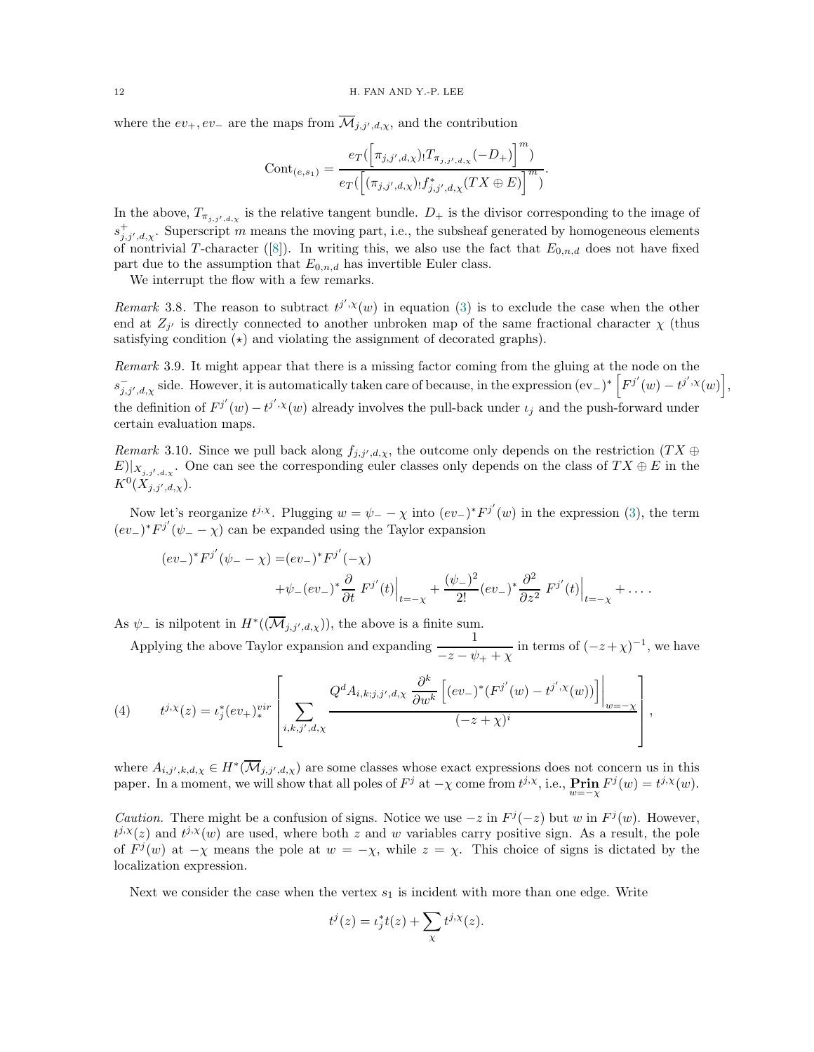where the $ev_+, ev_-$ are the maps from $\overline{\mathcal{M}}_{j,j',d,\chi}$, and the contribution

$$\mathrm{Cont}_{(e,s_1)} = \frac{e_T(\Big[\pi_{j,j',d,\chi})_! T_{\pi_{j,j',d,\chi}}(-D_+)\Big]^m)}{e_T(\Big[(\pi_{j,j',d,\chi})_! f^*_{j,j',d,\chi}(TX \oplus E)\Big]^m)}.$$

In the above, $T_{\pi_{j,j',d,\chi}}$ is the relative tangent bundle. $D_+$ is the divisor corresponding to the image of $s^+_{j,j',d,\chi}$. Superscript $m$ means the moving part, i.e., the subsheaf generated by homogeneous elements of nontrivial $T$-character ([8]). In writing this, we also use the fact that $E_{0,n,d}$ does not have fixed part due to the assumption that $E_{0,n,d}$ has invertible Euler class.

We interrupt the flow with a few remarks.

*Remark* 3.8. The reason to subtract $t^{j',\chi}(w)$ in equation (3) is to exclude the case when the other end at $Z_{j'}$ is directly connected to another unbroken map of the same fractional character $\chi$ (thus satisfying condition ($\star$) and violating the assignment of decorated graphs).

*Remark* 3.9. It might appear that there is a missing factor coming from the gluing at the node on the $s^-_{j,j',d,\chi}$ side. However, it is automatically taken care of because, in the expression $(\mathrm{ev}_-)^*\left[F^{j'}(w) - t^{j',\chi}(w)\right]$, the definition of $F^{j'}(w) - t^{j',\chi}(w)$ already involves the pull-back under $\iota_j$ and the push-forward under certain evaluation maps.

*Remark* 3.10. Since we pull back along $f_{j,j',d,\chi}$, the outcome only depends on the restriction $(TX \oplus E)|_{X_{j,j',d,\chi}}$. One can see the corresponding euler classes only depends on the class of $TX \oplus E$ in the $K^0(X_{j,j',d,\chi})$.

Now let's reorganize $t^{j,\chi}$. Plugging $w = \psi_- - \chi$ into $(ev_-)^*F^{j'}(w)$ in the expression (3), the term $(ev_-)^*F^{j'}(\psi_- - \chi)$ can be expanded using the Taylor expansion

$$\begin{aligned}(ev_-)^*F^{j'}(\psi_- - \chi) =& (ev_-)^*F^{j'}(-\chi) \\ &+\psi_-(ev_-)^*\frac{\partial}{\partial t}\, F^{j'}(t)\Big|_{t=-\chi} + \frac{(\psi_-)^2}{2!}(ev_-)^*\frac{\partial^2}{\partial z^2}\, F^{j'}(t)\Big|_{t=-\chi} + \dots.\end{aligned}$$

As $\psi_-$ is nilpotent in $H^*((\overline{\mathcal{M}}_{j,j',d,\chi}))$, the above is a finite sum.

Applying the above Taylor expansion and expanding $\dfrac{1}{-z-\psi_+ + \chi}$ in terms of $(-z+\chi)^{-1}$, we have

$$t^{j,\chi}(z) = \iota_j^*(ev_+)^{vir}_*\left[\sum_{i,k,j',d,\chi}\frac{Q^d A_{i,k;j,j',d,\chi}\,\dfrac{\partial^k}{\partial w^k}\left[(ev_-)^*(F^{j'}(w) - t^{j',\chi}(w))\right]\Big|_{w=-\chi}}{(-z+\chi)^i}\right], \tag{4}$$

where $A_{i,j',k,d,\chi} \in H^*(\overline{\mathcal{M}}_{j,j',d,\chi})$ are some classes whose exact expressions does not concern us in this paper. In a moment, we will show that all poles of $F^j$ at $-\chi$ come from $t^{j,\chi}$, i.e., $\mathbf{Prin}_{w=-\chi} F^j(w) = t^{j,\chi}(w)$.

*Caution.* There might be a confusion of signs. Notice we use $-z$ in $F^j(-z)$ but $w$ in $F^j(w)$. However, $t^{j,\chi}(z)$ and $t^{j,\chi}(w)$ are used, where both $z$ and $w$ variables carry positive sign. As a result, the pole of $F^j(w)$ at $-\chi$ means the pole at $w = -\chi$, while $z = \chi$. This choice of signs is dictated by the localization expression.

Next we consider the case when the vertex $s_1$ is incident with more than one edge. Write

$$t^j(z) = \iota_j^* t(z) + \sum_\chi t^{j,\chi}(z).$$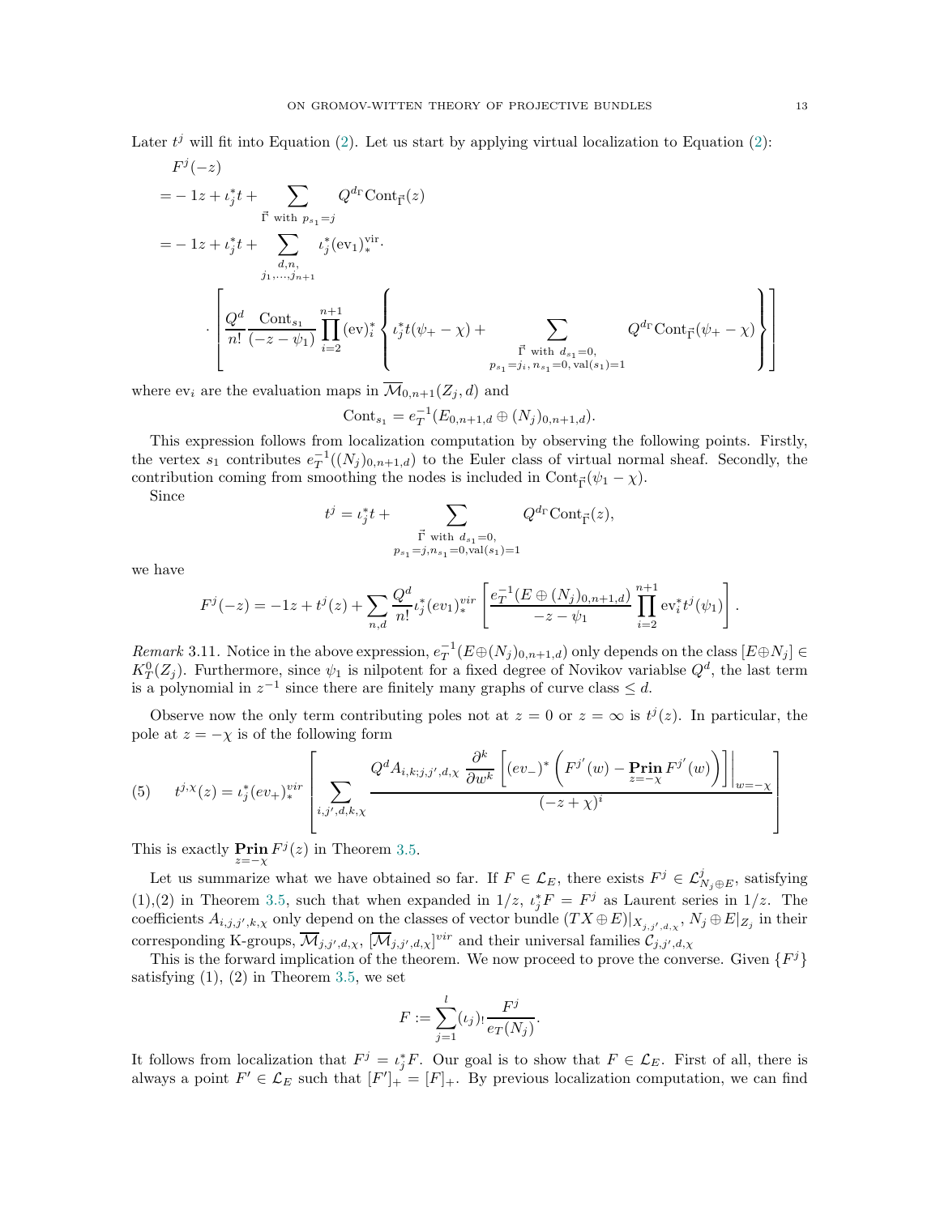Later $t^j$ will fit into Equation (2). Let us start by applying virtual localization to Equation (2):

$$
\begin{aligned}
&F^j(-z)\\
&= -1z + \iota_j^* t + \sum_{\vec{\Gamma} \text{ with } p_{s_1}=j} Q^{d_\Gamma} \mathrm{Cont}_{\vec{\Gamma}}(z)\\
&= -1z + \iota_j^* t + \sum_{\substack{d,n,\\ j_1,\dots,j_{n+1}}} \iota_j^* (\mathrm{ev}_1)_*^{\mathrm{vir}} \cdot \\
&\quad \cdot \left[ \frac{Q^d}{n!} \frac{\mathrm{Cont}_{s_1}}{(-z-\psi_1)} \prod_{i=2}^{n+1} (\mathrm{ev})_i^* \left\{ \iota_j^* t(\psi_+ - \chi) + \sum_{\substack{\vec{\Gamma} \text{ with } d_{s_1}=0,\\ p_{s_1}=j_i,\, n_{s_1}=0,\, \mathrm{val}(s_1)=1}} Q^{d_\Gamma} \mathrm{Cont}_{\vec{\Gamma}}(\psi_+ - \chi) \right\} \right]
\end{aligned}
$$

where $\mathrm{ev}_i$ are the evaluation maps in $\overline{\mathcal{M}}_{0,n+1}(Z_j, d)$ and

$$\mathrm{Cont}_{s_1} = e_T^{-1}(E_{0,n+1,d} \oplus (N_j)_{0,n+1,d}).$$

This expression follows from localization computation by observing the following points. Firstly, the vertex $s_1$ contributes $e_T^{-1}((N_j)_{0,n+1,d})$ to the Euler class of virtual normal sheaf. Secondly, the contribution coming from smoothing the nodes is included in $\mathrm{Cont}_{\vec{\Gamma}}(\psi_1 - \chi)$.

Since

$$t^j = \iota_j^* t + \sum_{\substack{\vec{\Gamma} \text{ with } d_{s_1}=0,\\ p_{s_1}=j, n_{s_1}=0, \mathrm{val}(s_1)=1}} Q^{d_\Gamma} \mathrm{Cont}_{\vec{\Gamma}}(z),$$

we have

$$F^j(-z) = -1z + t^j(z) + \sum_{n,d} \frac{Q^d}{n!} \iota_j^* (ev_1)_*^{vir} \left[ \frac{e_T^{-1}(E \oplus (N_j)_{0,n+1,d})}{-z-\psi_1} \prod_{i=2}^{n+1} \mathrm{ev}_i^* t^j(\psi_1) \right].$$

*Remark* 3.11. Notice in the above expression, $e_T^{-1}(E \oplus (N_j)_{0,n+1,d})$ only depends on the class $[E \oplus N_j] \in K_T^0(Z_j)$. Furthermore, since $\psi_1$ is nilpotent for a fixed degree of Novikov variablse $Q^d$, the last term is a polynomial in $z^{-1}$ since there are finitely many graphs of curve class $\leq d$.

Observe now the only term contributing poles not at $z = 0$ or $z = \infty$ is $t^j(z)$. In particular, the pole at $z = -\chi$ is of the following form

$$t^{j,\chi}(z) = \iota_j^* (ev_+)_*^{vir} \left[ \sum_{i,j',d,k,\chi} \frac{Q^d A_{i,k;j,j',d,\chi} \left. \frac{\partial^k}{\partial w^k} \left[ (ev_-)^* \left( F^{j'}(w) - \mathop{\mathbf{Prin}}_{z=-\chi} F^{j'}(w) \right) \right] \right|_{w=-\chi}}{(-z+\chi)^i} \right] \tag{5}$$

This is exactly $\mathop{\mathbf{Prin}}_{z=-\chi} F^j(z)$ in Theorem 3.5.

Let us summarize what we have obtained so far. If $F \in \mathcal{L}_E$, there exists $F^j \in \mathcal{L}^j_{N_j \oplus E}$, satisfying (1),(2) in Theorem 3.5, such that when expanded in $1/z$, $\iota_j^* F = F^j$ as Laurent series in $1/z$. The coefficients $A_{i,j,j',k,\chi}$ only depend on the classes of vector bundle $(TX \oplus E)|_{X_{j,j',d,\chi}}$, $N_j \oplus E|_{Z_j}$ in their corresponding K-groups, $\overline{\mathcal{M}}_{j,j',d,\chi}$, $[\overline{\mathcal{M}}_{j,j',d,\chi}]^{vir}$ and their universal families $\mathcal{C}_{j,j',d,\chi}$

This is the forward implication of the theorem. We now proceed to prove the converse. Given $\{F^j\}$ satisfying (1), (2) in Theorem 3.5, we set

$$F := \sum_{j=1}^{l} (\iota_j)_! \frac{F^j}{e_T(N_j)}.$$

It follows from localization that $F^j = \iota_j^* F$. Our goal is to show that $F \in \mathcal{L}_E$. First of all, there is always a point $F' \in \mathcal{L}_E$ such that $[F']_+ = [F]_+$. By previous localization computation, we can find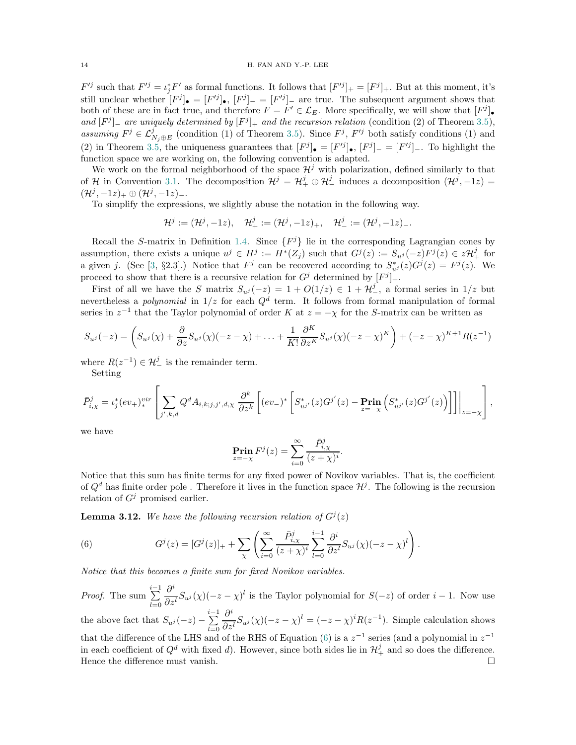$F'^j$ such that $F'^j = \iota_j^* F'$ as formal functions. It follows that $[F'^j]_+ = [F^j]_+$. But at this moment, it's still unclear whether $[F^j]_\bullet = [F'^j]_\bullet$, $[F^j]_- = [F'^j]_-$ are true. The subsequent argument shows that both of these are in fact true, and therefore $F = F' \in \mathcal{L}_E$. More specifically, we will show that *$[F^j]_\bullet$ and $[F^j]_-$ are uniquely determined by $[F^j]_+$ and the recursion relation* (condition (2) of Theorem 3.5), *assuming $F^j \in \mathcal{L}^j_{N_j \oplus E}$* (condition (1) of Theorem 3.5). Since $F^j$, $F'^j$ both satisfy conditions (1) and (2) in Theorem 3.5, the uniqueness guarantees that $[F^j]_\bullet = [F'^j]_\bullet$, $[F^j]_- = [F'^j]_-$. To highlight the function space we are working on, the following convention is adapted.

We work on the formal neighborhood of the space $\mathcal{H}^j$ with polarization, defined similarly to that of $\mathcal{H}$ in Convention 3.1. The decomposition $\mathcal{H}^j = \mathcal{H}^j_+ \oplus \mathcal{H}^j_-$ induces a decomposition $(\mathcal{H}^j, -1z) = (\mathcal{H}^j, -1z)_+ \oplus (\mathcal{H}^j, -1z)_-$.

To simplify the expressions, we slightly abuse the notation in the following way.

$$\mathcal{H}^j := (\mathcal{H}^j, -1z), \quad \mathcal{H}^j_+ := (\mathcal{H}^j, -1z)_+, \quad \mathcal{H}^j_- := (\mathcal{H}^j, -1z)_-.$$

Recall the $S$-matrix in Definition 1.4. Since $\{F^j\}$ lie in the corresponding Lagrangian cones by assumption, there exists a unique $u^j \in H^j := H^*(Z_j)$ such that $G^j(z) := S_{u^j}(-z)F^j(z) \in z\mathcal{H}^j_+$ for a given $j$. (See [3, §2.3].) Notice that $F^j$ can be recovered according to $S^*_{u^j}(z)G^j(z) = F^j(z)$. We proceed to show that there is a recursive relation for $G^j$ determined by $[F^j]_+$.

First of all we have the $S$ matrix $S_{u^j}(-z) = 1 + O(1/z) \in 1 + \mathcal{H}^j_-$, a formal series in $1/z$ but nevertheless a *polynomial* in $1/z$ for each $Q^d$ term. It follows from formal manipulation of formal series in $z^{-1}$ that the Taylor polynomial of order $K$ at $z = -\chi$ for the $S$-matrix can be written as

$$S_{u^j}(-z) = \left( S_{u^j}(\chi) + \frac{\partial}{\partial z} S_{u^j}(\chi)(-z-\chi) + \ldots + \frac{1}{K!}\frac{\partial^K}{\partial z^K} S_{u^j}(\chi)(-z-\chi)^K \right) + (-z-\chi)^{K+1} R(z^{-1})$$

where $R(z^{-1}) \in \mathcal{H}^j_-$ is the remainder term.

Setting

$$\bar{P}^j_{i,\chi} = \iota_j^*(ev_+)^{vir}_* \left[ \sum_{j',k,d} Q^d A_{i,k;j,j',d,\chi} \frac{\partial^k}{\partial z^k} \left[ (ev_-)^* \left[ S^*_{u^{j'}}(z) G^{j'}(z) - \mathop{\mathbf{Prin}}_{z=-\chi}\left( S^*_{u^{j'}}(z) G^{j'}(z) \right) \right] \right] \Big|_{z=-\chi} \right],$$

we have

$$\mathop{\mathbf{Prin}}_{z=-\chi} F^j(z) = \sum_{i=0}^{\infty} \frac{\bar{P}^j_{i,\chi}}{(z+\chi)^i}.$$

Notice that this sum has finite terms for any fixed power of Novikov variables. That is, the coefficient of $Q^d$ has finite order pole . Therefore it lives in the function space $\mathcal{H}^j$. The following is the recursion relation of $G^j$ promised earlier.

**Lemma 3.12.** *We have the following recursion relation of $G^j(z)$*

$$G^j(z) = [G^j(z)]_+ + \sum_\chi \left( \sum_{i=0}^{\infty} \frac{\bar{P}^j_{i,\chi}}{(z+\chi)^i} \sum_{l=0}^{i-1} \frac{\partial^i}{\partial z^l} S_{u^j}(\chi)(-z-\chi)^l \right). \tag{6}$$

*Notice that this becomes a finite sum for fixed Novikov variables.*

*Proof.* The sum $\sum_{l=0}^{i-1} \frac{\partial^i}{\partial z^l} S_{u^j}(\chi)(-z-\chi)^l$ is the Taylor polynomial for $S(-z)$ of order $i-1$. Now use the above fact that $S_{u^j}(-z) - \sum_{l=0}^{i-1} \frac{\partial^i}{\partial z^l} S_{u^j}(\chi)(-z-\chi)^l = (-z-\chi)^i R(z^{-1})$. Simple calculation shows that the difference of the LHS and of the RHS of Equation (6) is a $z^{-1}$ series (and a polynomial in $z^{-1}$ in each coefficient of $Q^d$ with fixed $d$). However, since both sides lie in $\mathcal{H}^j_+$ and so does the difference. Hence the difference must vanish. $\square$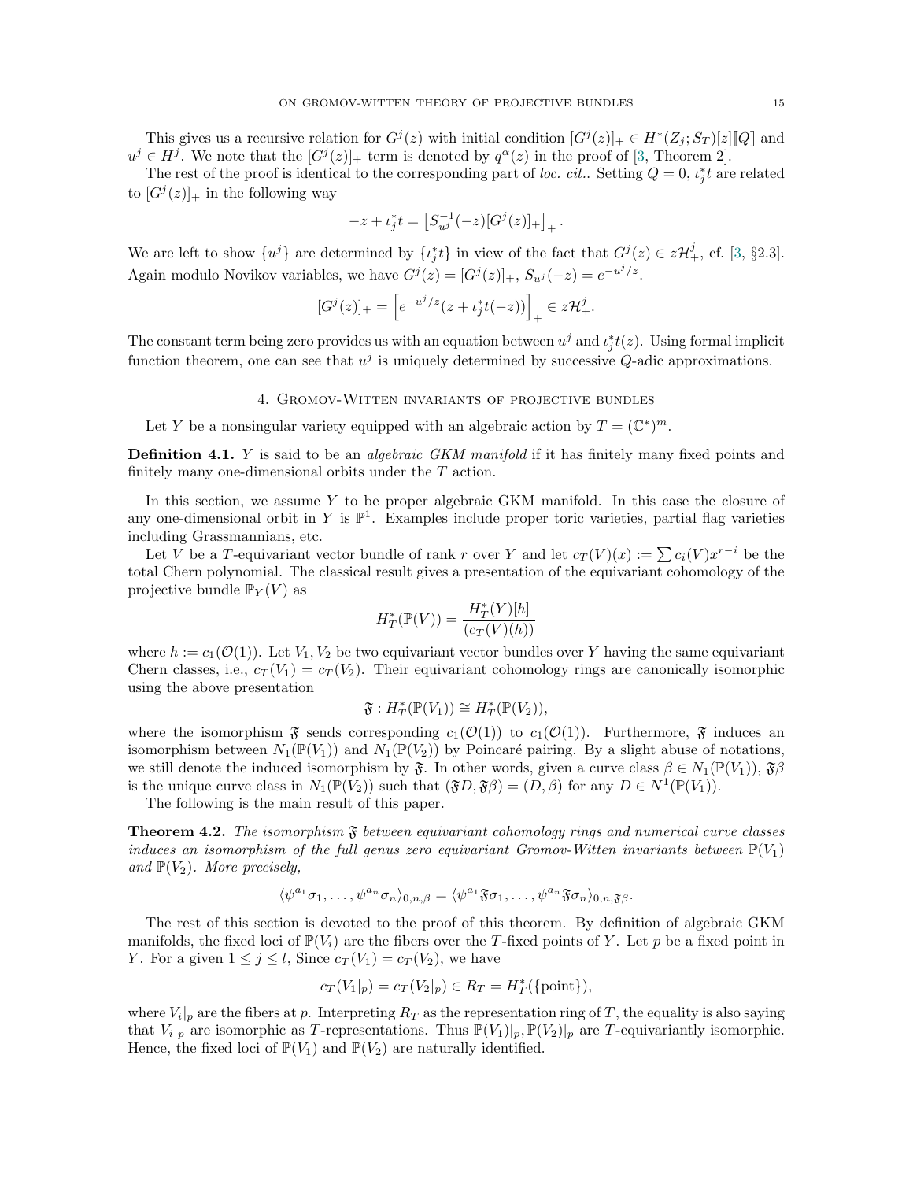This gives us a recursive relation for $G^j(z)$ with initial condition $[G^j(z)]_+ \in H^*(Z_j; S_T)[z]\llbracket Q \rrbracket$ and $u^j \in H^j$. We note that the $[G^j(z)]_+$ term is denoted by $q^\alpha(z)$ in the proof of [3, Theorem 2].

The rest of the proof is identical to the corresponding part of *loc. cit.*. Setting $Q = 0$, $\iota_j^* t$ are related to $[G^j(z)]_+$ in the following way

$$-z + \iota_j^* t = \left[ S_{u^j}^{-1}(-z)[G^j(z)]_+ \right]_+.$$

We are left to show $\{u^j\}$ are determined by $\{\iota_j^* t\}$ in view of the fact that $G^j(z) \in z\mathcal{H}_+^j$, cf. [3, §2.3]. Again modulo Novikov variables, we have $G^j(z) = [G^j(z)]_+$, $S_{u^j}(-z) = e^{-u^j/z}$.

$$[G^j(z)]_+ = \left[ e^{-u^j/z}(z + \iota_j^* t(-z)) \right]_+ \in z\mathcal{H}_+^j.$$

The constant term being zero provides us with an equation between $u^j$ and $\iota_j^* t(z)$. Using formal implicit function theorem, one can see that $u^j$ is uniquely determined by successive $Q$-adic approximations.

## 4. Gromov-Witten invariants of projective bundles

Let $Y$ be a nonsingular variety equipped with an algebraic action by $T = (\mathbb{C}^*)^m$.

**Definition 4.1.** $Y$ is said to be an *algebraic GKM manifold* if it has finitely many fixed points and finitely many one-dimensional orbits under the $T$ action.

In this section, we assume $Y$ to be proper algebraic GKM manifold. In this case the closure of any one-dimensional orbit in $Y$ is $\mathbb{P}^1$. Examples include proper toric varieties, partial flag varieties including Grassmannians, etc.

Let $V$ be a $T$-equivariant vector bundle of rank $r$ over $Y$ and let $c_T(V)(x) := \sum c_i(V)x^{r-i}$ be the total Chern polynomial. The classical result gives a presentation of the equivariant cohomology of the projective bundle $\mathbb{P}_Y(V)$ as

$$H_T^*(\mathbb{P}(V)) = \frac{H_T^*(Y)[h]}{(c_T(V)(h))}$$

where $h := c_1(\mathcal{O}(1))$. Let $V_1, V_2$ be two equivariant vector bundles over $Y$ having the same equivariant Chern classes, i.e., $c_T(V_1) = c_T(V_2)$. Their equivariant cohomology rings are canonically isomorphic using the above presentation

$$\mathfrak{F} : H_T^*(\mathbb{P}(V_1)) \cong H_T^*(\mathbb{P}(V_2)),$$

where the isomorphism $\mathfrak{F}$ sends corresponding $c_1(\mathcal{O}(1))$ to $c_1(\mathcal{O}(1))$. Furthermore, $\mathfrak{F}$ induces an isomorphism between $N_1(\mathbb{P}(V_1))$ and $N_1(\mathbb{P}(V_2))$ by Poincaré pairing. By a slight abuse of notations, we still denote the induced isomorphism by $\mathfrak{F}$. In other words, given a curve class $\beta \in N_1(\mathbb{P}(V_1))$, $\mathfrak{F}\beta$ is the unique curve class in $N_1(\mathbb{P}(V_2))$ such that $(\mathfrak{F}D, \mathfrak{F}\beta) = (D, \beta)$ for any $D \in N^1(\mathbb{P}(V_1))$.

The following is the main result of this paper.

**Theorem 4.2.** *The isomorphism $\mathfrak{F}$ between equivariant cohomology rings and numerical curve classes induces an isomorphism of the full genus zero equivariant Gromov-Witten invariants between $\mathbb{P}(V_1)$ and $\mathbb{P}(V_2)$. More precisely,*

$$\langle \psi^{a_1}\sigma_1, \ldots, \psi^{a_n}\sigma_n \rangle_{0,n,\beta} = \langle \psi^{a_1}\mathfrak{F}\sigma_1, \ldots, \psi^{a_n}\mathfrak{F}\sigma_n \rangle_{0,n,\mathfrak{F}\beta}.$$

The rest of this section is devoted to the proof of this theorem. By definition of algebraic GKM manifolds, the fixed loci of $\mathbb{P}(V_i)$ are the fibers over the $T$-fixed points of $Y$. Let $p$ be a fixed point in $Y$. For a given $1 \le j \le l$, Since $c_T(V_1) = c_T(V_2)$, we have

$$c_T(V_1|_p) = c_T(V_2|_p) \in R_T = H_T^*(\{\text{point}\}),$$

where $V_i|_p$ are the fibers at $p$. Interpreting $R_T$ as the representation ring of $T$, the equality is also saying that $V_i|_p$ are isomorphic as $T$-representations. Thus $\mathbb{P}(V_1)|_p, \mathbb{P}(V_2)|_p$ are $T$-equivariantly isomorphic. Hence, the fixed loci of $\mathbb{P}(V_1)$ and $\mathbb{P}(V_2)$ are naturally identified.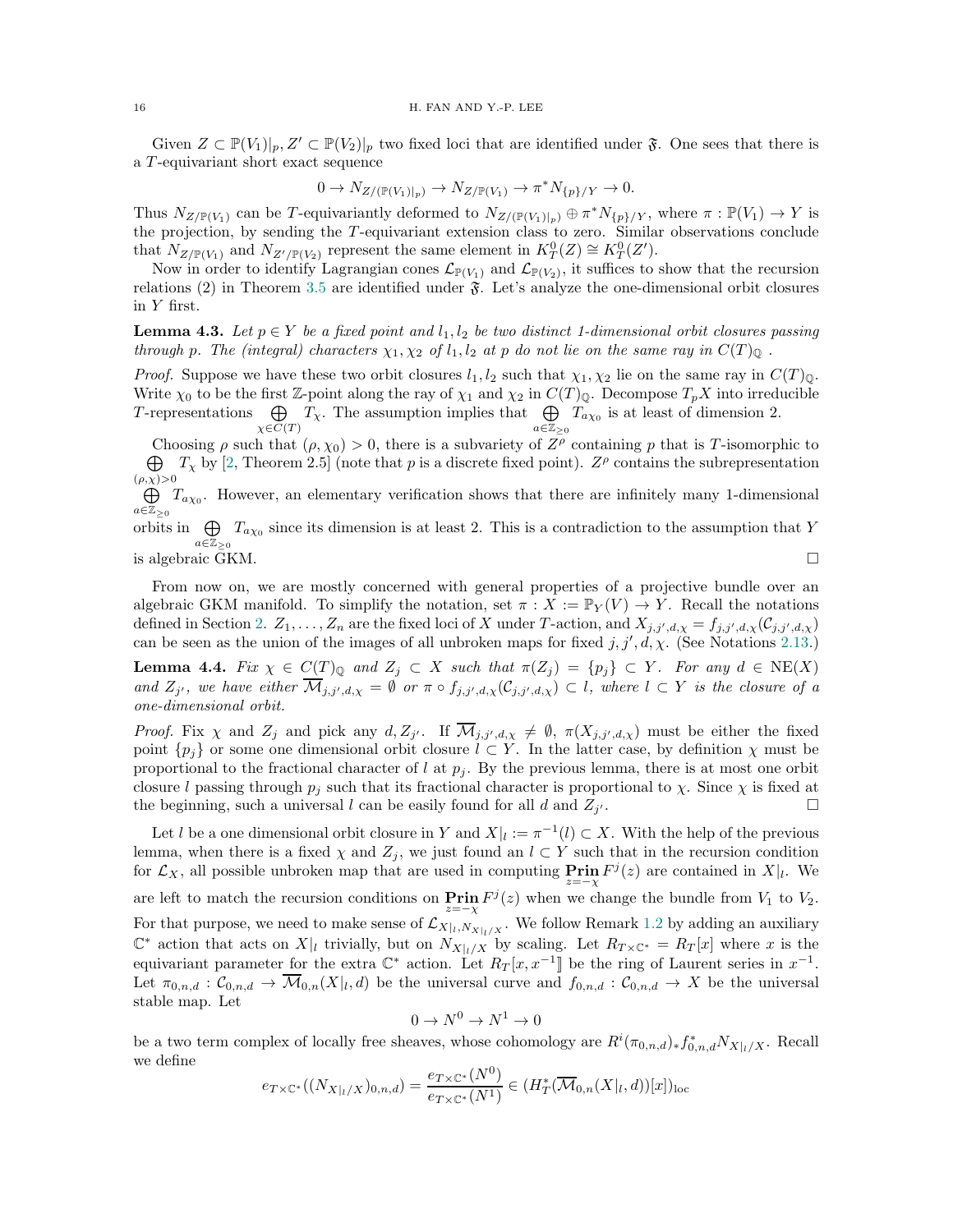Given $Z \subset \mathbb{P}(V_1)|_p, Z' \subset \mathbb{P}(V_2)|_p$ two fixed loci that are identified under $\mathfrak{F}$. One sees that there is a $T$-equivariant short exact sequence

$$0 \to N_{Z/(\mathbb{P}(V_1)|_p)} \to N_{Z/\mathbb{P}(V_1)} \to \pi^* N_{\{p\}/Y} \to 0.$$

Thus $N_{Z/\mathbb{P}(V_1)}$ can be $T$-equivariantly deformed to $N_{Z/(\mathbb{P}(V_1)|_p)} \oplus \pi^* N_{\{p\}/Y}$, where $\pi : \mathbb{P}(V_1) \to Y$ is the projection, by sending the $T$-equivariant extension class to zero. Similar observations conclude that $N_{Z/\mathbb{P}(V_1)}$ and $N_{Z'/\mathbb{P}(V_2)}$ represent the same element in $K^0_T(Z) \cong K^0_T(Z')$.

Now in order to identify Lagrangian cones $\mathcal{L}_{\mathbb{P}(V_1)}$ and $\mathcal{L}_{\mathbb{P}(V_2)}$, it suffices to show that the recursion relations (2) in Theorem 3.5 are identified under $\mathfrak{F}$. Let's analyze the one-dimensional orbit closures in $Y$ first.

**Lemma 4.3.** *Let $p \in Y$ be a fixed point and $l_1, l_2$ be two distinct 1-dimensional orbit closures passing through $p$. The (integral) characters $\chi_1, \chi_2$ of $l_1, l_2$ at $p$ do not lie on the same ray in $C(T)_\mathbb{Q}$.*

*Proof.* Suppose we have these two orbit closures $l_1, l_2$ such that $\chi_1, \chi_2$ lie on the same ray in $C(T)_\mathbb{Q}$. Write $\chi_0$ to be the first $\mathbb{Z}$-point along the ray of $\chi_1$ and $\chi_2$ in $C(T)_\mathbb{Q}$. Decompose $T_pX$ into irreducible $T$-representations $\bigoplus_{\chi \in C(T)} T_\chi$. The assumption implies that $\bigoplus_{a \in \mathbb{Z}_{\geq 0}} T_{a\chi_0}$ is at least of dimension 2.

Choosing $\rho$ such that $(\rho, \chi_0) > 0$, there is a subvariety of $Z^\rho$ containing $p$ that is $T$-isomorphic to $\bigoplus_{(\rho,\chi)>0} T_\chi$ by [2, Theorem 2.5] (note that $p$ is a discrete fixed point). $Z^\rho$ contains the subrepresentation $\bigoplus_{a \in \mathbb{Z}_{\geq 0}} T_{a\chi_0}$. However, an elementary verification shows that there are infinitely many 1-dimensional orbits in $\bigoplus_{a \in \mathbb{Z}_{\geq 0}} T_{a\chi_0}$ since its dimension is at least 2. This is a contradiction to the assumption that $Y$ is algebraic GKM. □

From now on, we are mostly concerned with general properties of a projective bundle over an algebraic GKM manifold. To simplify the notation, set $\pi : X := \mathbb{P}_Y(V) \to Y$. Recall the notations defined in Section 2. $Z_1, \ldots, Z_n$ are the fixed loci of $X$ under $T$-action, and $X_{j,j',d,\chi} = f_{j,j',d,\chi}(\mathcal{C}_{j,j',d,\chi})$ can be seen as the union of the images of all unbroken maps for fixed $j, j', d, \chi$. (See Notations 2.13.)

**Lemma 4.4.** *Fix $\chi \in C(T)_\mathbb{Q}$ and $Z_j \subset X$ such that $\pi(Z_j) = \{p_j\} \subset Y$. For any $d \in \mathrm{NE}(X)$ and $Z_{j'}$, we have either $\overline{\mathcal{M}}_{j,j',d,\chi} = \emptyset$ or $\pi \circ f_{j,j',d,\chi}(\mathcal{C}_{j,j',d,\chi}) \subset l$, where $l \subset Y$ is the closure of a one-dimensional orbit.*

*Proof.* Fix $\chi$ and $Z_j$ and pick any $d, Z_{j'}$. If $\overline{\mathcal{M}}_{j,j',d,\chi} \neq \emptyset$, $\pi(X_{j,j',d,\chi})$ must be either the fixed point $\{p_j\}$ or some one dimensional orbit closure $l \subset Y$. In the latter case, by definition $\chi$ must be proportional to the fractional character of $l$ at $p_j$. By the previous lemma, there is at most one orbit closure $l$ passing through $p_j$ such that its fractional character is proportional to $\chi$. Since $\chi$ is fixed at the beginning, such a universal $l$ can be easily found for all $d$ and $Z_{j'}$. □

Let $l$ be a one dimensional orbit closure in $Y$ and $X|_l := \pi^{-1}(l) \subset X$. With the help of the previous lemma, when there is a fixed $\chi$ and $Z_j$, we just found an $l \subset Y$ such that in the recursion condition for $\mathcal{L}_X$, all possible unbroken map that are used in computing $\underset{z=-\chi}{\mathbf{Prin}}\, F^j(z)$ are contained in $X|_l$. We are left to match the recursion conditions on $\underset{z=-\chi}{\mathbf{Prin}}\, F^j(z)$ when we change the bundle from $V_1$ to $V_2$. For that purpose, we need to make sense of $\mathcal{L}_{X|_l, N_{X|_l/X}}$. We follow Remark 1.2 by adding an auxiliary $\mathbb{C}^*$ action that acts on $X|_l$ trivially, but on $N_{X|_l/X}$ by scaling. Let $R_{T\times\mathbb{C}^*} = R_T[x]$ where $x$ is the equivariant parameter for the extra $\mathbb{C}^*$ action. Let $R_T[x, x^{-1}]\!]$ be the ring of Laurent series in $x^{-1}$. Let $\pi_{0,n,d} : \mathcal{C}_{0,n,d} \to \overline{\mathcal{M}}_{0,n}(X|_l, d)$ be the universal curve and $f_{0,n,d} : \mathcal{C}_{0,n,d} \to X$ be the universal stable map. Let

$$0 \to N^0 \to N^1 \to 0$$

be a two term complex of locally free sheaves, whose cohomology are $R^i(\pi_{0,n,d})_* f^*_{0,n,d} N_{X|_l/X}$. Recall we define

$$e_{T\times\mathbb{C}^*}((N_{X|_l/X})_{0,n,d}) = \frac{e_{T\times\mathbb{C}^*}(N^0)}{e_{T\times\mathbb{C}^*}(N^1)} \in (H^*_T(\overline{\mathcal{M}}_{0,n}(X|_l, d))[x])_{\mathrm{loc}}$$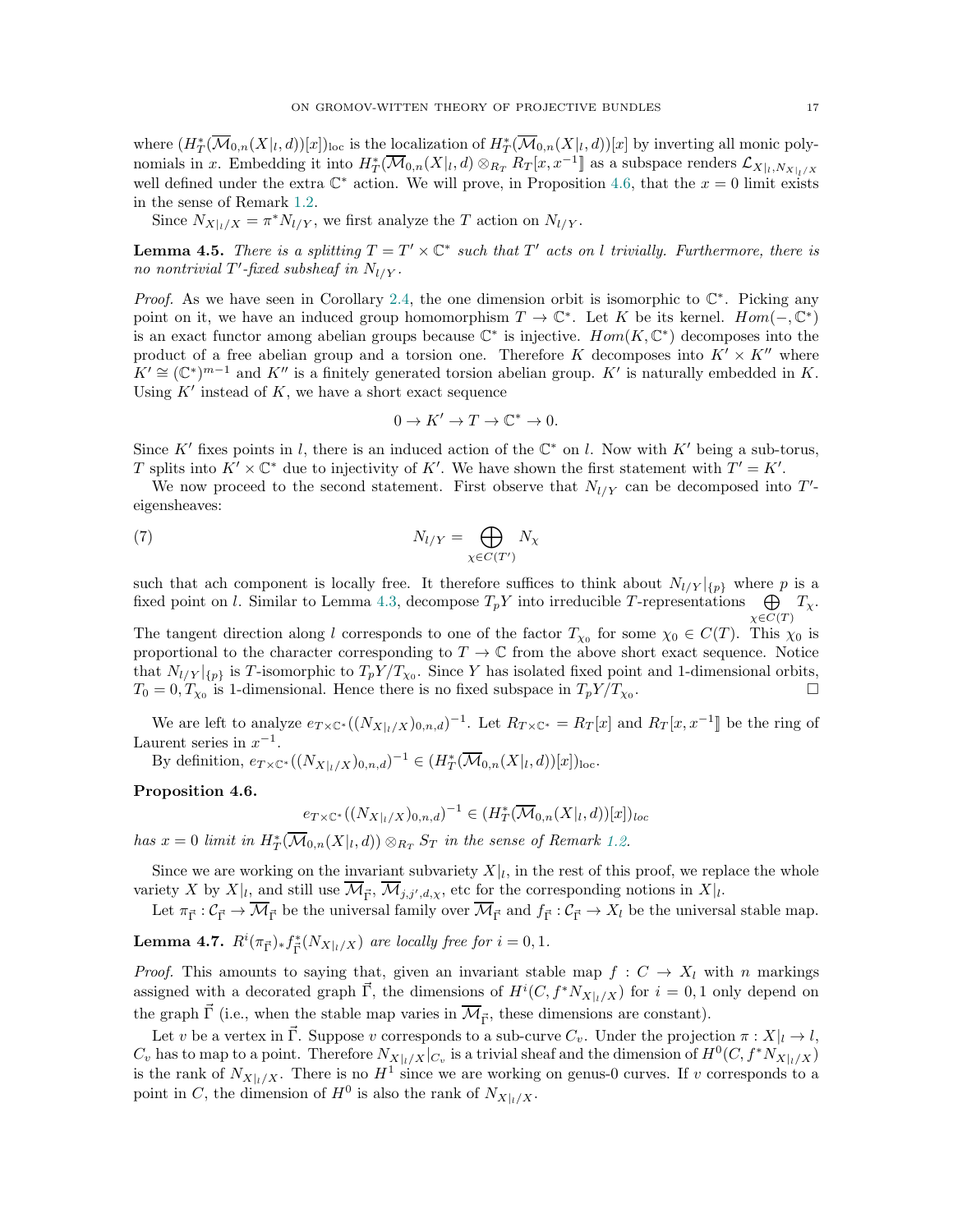where $(H^*_T(\overline{\mathcal{M}}_{0,n}(X|_l,d))[x])_{\text{loc}}$ is the localization of $H^*_T(\overline{\mathcal{M}}_{0,n}(X|_l,d))[x]$ by inverting all monic polynomials in $x$. Embedding it into $H^*_T(\overline{\mathcal{M}}_{0,n}(X|_l,d)\otimes_{R_T} R_T[x,x^{-1}\rrbracket$ as a subspace renders $\mathcal{L}_{X|_l,N_{X|_l/X}}$ well defined under the extra $\mathbb{C}^*$ action. We will prove, in Proposition 4.6, that the $x=0$ limit exists in the sense of Remark 1.2.

Since $N_{X|_l/X}=\pi^*N_{l/Y}$, we first analyze the $T$ action on $N_{l/Y}$.

**Lemma 4.5.** *There is a splitting $T=T'\times\mathbb{C}^*$ such that $T'$ acts on $l$ trivially. Furthermore, there is no nontrivial $T'$-fixed subsheaf in $N_{l/Y}$.*

*Proof.* As we have seen in Corollary 2.4, the one dimension orbit is isomorphic to $\mathbb{C}^*$. Picking any point on it, we have an induced group homomorphism $T\to\mathbb{C}^*$. Let $K$ be its kernel. $Hom(-,\mathbb{C}^*)$ is an exact functor among abelian groups because $\mathbb{C}^*$ is injective. $Hom(K,\mathbb{C}^*)$ decomposes into the product of a free abelian group and a torsion one. Therefore $K$ decomposes into $K'\times K''$ where $K'\cong(\mathbb{C}^*)^{m-1}$ and $K''$ is a finitely generated torsion abelian group. $K'$ is naturally embedded in $K$. Using $K'$ instead of $K$, we have a short exact sequence

$$0\to K'\to T\to\mathbb{C}^*\to 0.$$

Since $K'$ fixes points in $l$, there is an induced action of the $\mathbb{C}^*$ on $l$. Now with $K'$ being a sub-torus, $T$ splits into $K'\times\mathbb{C}^*$ due to injectivity of $K'$. We have shown the first statement with $T'=K'$.

We now proceed to the second statement. First observe that $N_{l/Y}$ can be decomposed into $T'$-eigensheaves:

$$N_{l/Y}=\bigoplus_{\chi\in C(T')}N_\chi \tag{7}$$

such that ach component is locally free. It therefore suffices to think about $N_{l/Y}|_{\{p\}}$ where $p$ is a fixed point on $l$. Similar to Lemma 4.3, decompose $T_pY$ into irreducible $T$-representations $\bigoplus_{\chi\in C(T)}T_\chi$. The tangent direction along $l$ corresponds to one of the factor $T_{\chi_0}$ for some $\chi_0\in C(T)$. This $\chi_0$ is proportional to the character corresponding to $T\to\mathbb{C}$ from the above short exact sequence. Notice that $N_{l/Y}|_{\{p\}}$ is $T$-isomorphic to $T_pY/T_{\chi_0}$. Since $Y$ has isolated fixed point and 1-dimensional orbits, $T_0=0,T_{\chi_0}$ is 1-dimensional. Hence there is no fixed subspace in $T_pY/T_{\chi_0}$. □

We are left to analyze $e_{T\times\mathbb{C}^*}((N_{X|_l/X})_{0,n,d})^{-1}$. Let $R_{T\times\mathbb{C}^*}=R_T[x]$ and $R_T[x,x^{-1}\rrbracket$ be the ring of Laurent series in $x^{-1}$.

By definition, $e_{T\times\mathbb{C}^*}((N_{X|_l/X})_{0,n,d})^{-1}\in(H^*_T(\overline{\mathcal{M}}_{0,n}(X|_l,d))[x])_{\text{loc}}$.

**Proposition 4.6.**

$$e_{T\times\mathbb{C}^*}((N_{X|_l/X})_{0,n,d})^{-1}\in(H^*_T(\overline{\mathcal{M}}_{0,n}(X|_l,d))[x])_{loc}$$

*has $x=0$ limit in $H^*_T(\overline{\mathcal{M}}_{0,n}(X|_l,d))\otimes_{R_T}S_T$ in the sense of Remark 1.2.*

Since we are working on the invariant subvariety $X|_l$, in the rest of this proof, we replace the whole variety $X$ by $X|_l$, and still use $\overline{\mathcal{M}}_{\vec{\Gamma}}$, $\overline{\mathcal{M}}_{j,j',d,\chi}$, etc for the corresponding notions in $X|_l$.

Let $\pi_{\vec{\Gamma}}:\mathcal{C}_{\vec{\Gamma}}\to\overline{\mathcal{M}}_{\vec{\Gamma}}$ be the universal family over $\overline{\mathcal{M}}_{\vec{\Gamma}}$ and $f_{\vec{\Gamma}}:\mathcal{C}_{\vec{\Gamma}}\to X_l$ be the universal stable map.

**Lemma 4.7.** *$R^i(\pi_{\vec{\Gamma}})_*f^*_{\vec{\Gamma}}(N_{X|_l/X})$ are locally free for $i=0,1$.*

*Proof.* This amounts to saying that, given an invariant stable map $f:C\to X_l$ with $n$ markings assigned with a decorated graph $\vec{\Gamma}$, the dimensions of $H^i(C,f^*N_{X|_l/X})$ for $i=0,1$ only depend on the graph $\vec{\Gamma}$ (i.e., when the stable map varies in $\overline{\mathcal{M}}_{\vec{\Gamma}}$, these dimensions are constant).

Let $v$ be a vertex in $\vec{\Gamma}$. Suppose $v$ corresponds to a sub-curve $C_v$. Under the projection $\pi:X|_l\to l$, $C_v$ has to map to a point. Therefore $N_{X|_l/X}|_{C_v}$ is a trivial sheaf and the dimension of $H^0(C,f^*N_{X|_l/X})$ is the rank of $N_{X|_l/X}$. There is no $H^1$ since we are working on genus-0 curves. If $v$ corresponds to a point in $C$, the dimension of $H^0$ is also the rank of $N_{X|_l/X}$.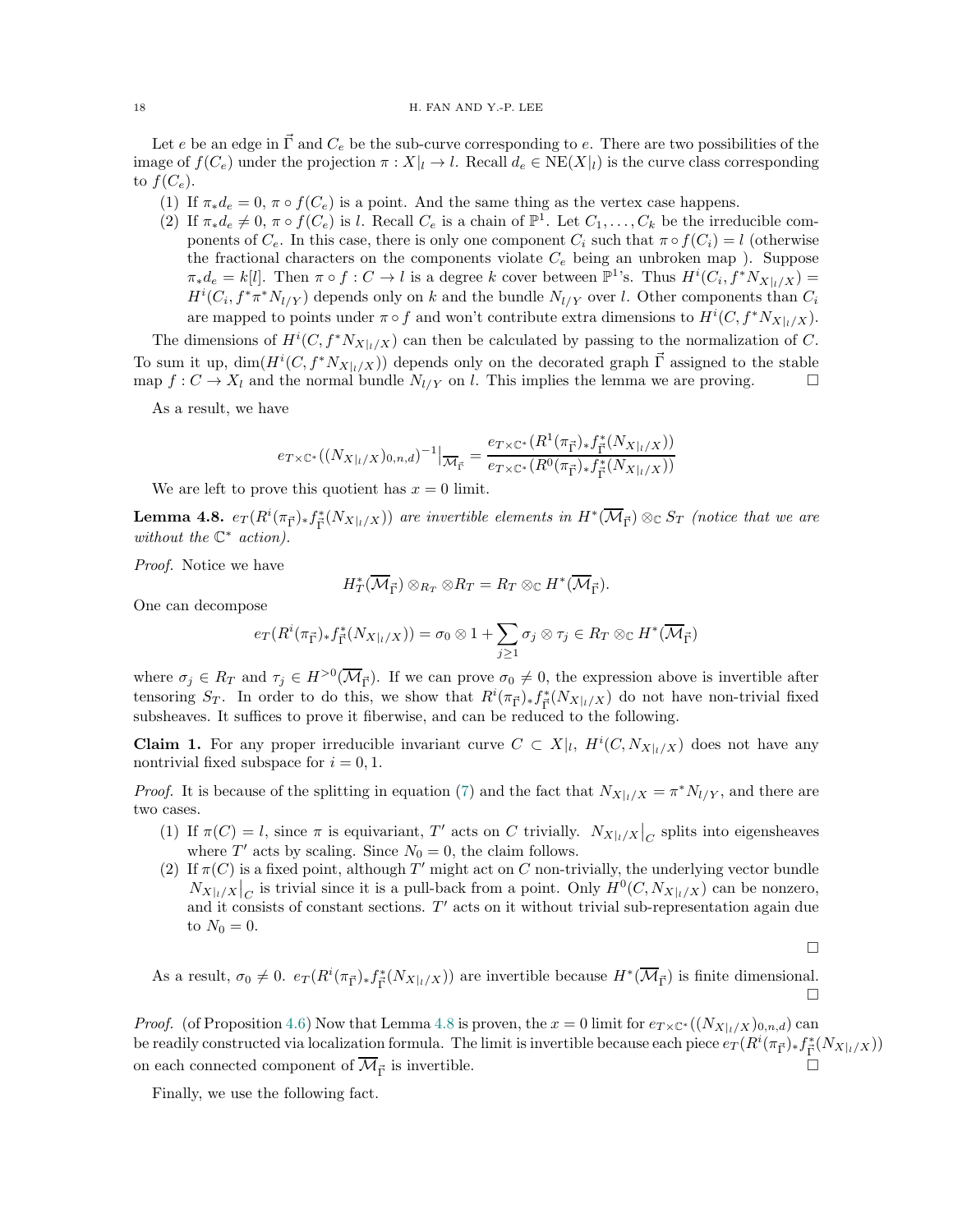Let $e$ be an edge in $\vec{\Gamma}$ and $C_e$ be the sub-curve corresponding to $e$. There are two possibilities of the image of $f(C_e)$ under the projection $\pi : X|_l \to l$. Recall $d_e \in \mathrm{NE}(X|_l)$ is the curve class corresponding to $f(C_e)$.

(1) If $\pi_* d_e = 0$, $\pi \circ f(C_e)$ is a point. And the same thing as the vertex case happens.

(2) If $\pi_* d_e \neq 0$, $\pi \circ f(C_e)$ is $l$. Recall $C_e$ is a chain of $\mathbb{P}^1$. Let $C_1, \ldots, C_k$ be the irreducible components of $C_e$. In this case, there is only one component $C_i$ such that $\pi \circ f(C_i) = l$ (otherwise the fractional characters on the components violate $C_e$ being an unbroken map ). Suppose $\pi_* d_e = k[l]$. Then $\pi \circ f : C \to l$ is a degree $k$ cover between $\mathbb{P}^1$'s. Thus $H^i(C_i, f^* N_{X|_l/X}) = H^i(C_i, f^* \pi^* N_{l/Y})$ depends only on $k$ and the bundle $N_{l/Y}$ over $l$. Other components than $C_i$ are mapped to points under $\pi \circ f$ and won't contribute extra dimensions to $H^i(C, f^* N_{X|_l/X})$.

The dimensions of $H^i(C, f^* N_{X|_l/X})$ can then be calculated by passing to the normalization of $C$. To sum it up, $\dim(H^i(C, f^* N_{X|_l/X}))$ depends only on the decorated graph $\vec{\Gamma}$ assigned to the stable map $f : C \to X_l$ and the normal bundle $N_{l/Y}$ on $l$. This implies the lemma we are proving. $\square$

As a result, we have

$$e_{T\times\mathbb{C}^*}((N_{X|_l/X})_{0,n,d})^{-1}\big|_{\overline{\mathcal{M}}_{\vec{\Gamma}}} = \frac{e_{T\times\mathbb{C}^*}(R^1(\pi_{\vec{\Gamma}})_* f^*_{\vec{\Gamma}}(N_{X|_l/X}))}{e_{T\times\mathbb{C}^*}(R^0(\pi_{\vec{\Gamma}})_* f^*_{\vec{\Gamma}}(N_{X|_l/X}))}$$

We are left to prove this quotient has $x = 0$ limit.

**Lemma 4.8.** *$e_T(R^i(\pi_{\vec{\Gamma}})_* f^*_{\vec{\Gamma}}(N_{X|_l/X}))$ are invertible elements in $H^*(\overline{\mathcal{M}}_{\vec{\Gamma}}) \otimes_{\mathbb{C}} S_T$ (notice that we are without the $\mathbb{C}^*$ action).*

*Proof.* Notice we have

$$H^*_T(\overline{\mathcal{M}}_{\vec{\Gamma}}) \otimes_{R_T} \otimes R_T = R_T \otimes_{\mathbb{C}} H^*(\overline{\mathcal{M}}_{\vec{\Gamma}}).$$

One can decompose

$$e_T(R^i(\pi_{\vec{\Gamma}})_* f^*_{\vec{\Gamma}}(N_{X|_l/X})) = \sigma_0 \otimes 1 + \sum_{j\geq 1} \sigma_j \otimes \tau_j \in R_T \otimes_{\mathbb{C}} H^*(\overline{\mathcal{M}}_{\vec{\Gamma}})$$

where $\sigma_j \in R_T$ and $\tau_j \in H^{>0}(\overline{\mathcal{M}}_{\vec{\Gamma}})$. If we can prove $\sigma_0 \neq 0$, the expression above is invertible after tensoring $S_T$. In order to do this, we show that $R^i(\pi_{\vec{\Gamma}})_* f^*_{\vec{\Gamma}}(N_{X|_l/X})$ do not have non-trivial fixed subsheaves. It suffices to prove it fiberwise, and can be reduced to the following.

**Claim 1.** For any proper irreducible invariant curve $C \subset X|_l$, $H^i(C, N_{X|_l/X})$ does not have any nontrivial fixed subspace for $i = 0, 1$.

*Proof.* It is because of the splitting in equation (7) and the fact that $N_{X|_l/X} = \pi^* N_{l/Y}$, and there are two cases.

(1) If $\pi(C) = l$, since $\pi$ is equivariant, $T'$ acts on $C$ trivially. $N_{X|_l/X}\big|_C$ splits into eigensheaves where $T'$ acts by scaling. Since $N_0 = 0$, the claim follows.

(2) If $\pi(C)$ is a fixed point, although $T'$ might act on $C$ non-trivially, the underlying vector bundle $N_{X|_l/X}\big|_C$ is trivial since it is a pull-back from a point. Only $H^0(C, N_{X|_l/X})$ can be nonzero, and it consists of constant sections. $T'$ acts on it without trivial sub-representation again due to $N_0 = 0$.

$\square$

As a result, $\sigma_0 \neq 0$. $e_T(R^i(\pi_{\vec{\Gamma}})_* f^*_{\vec{\Gamma}}(N_{X|_l/X}))$ are invertible because $H^*(\overline{\mathcal{M}}_{\vec{\Gamma}})$ is finite dimensional. $\square$

*Proof.* (of Proposition 4.6) Now that Lemma 4.8 is proven, the $x = 0$ limit for $e_{T\times\mathbb{C}^*}((N_{X|_l/X})_{0,n,d})$ can be readily constructed via localization formula. The limit is invertible because each piece $e_T(R^i(\pi_{\vec{\Gamma}})_* f^*_{\vec{\Gamma}}(N_{X|_l/X}))$ on each connected component of $\overline{\mathcal{M}}_{\vec{\Gamma}}$ is invertible. $\square$

Finally, we use the following fact.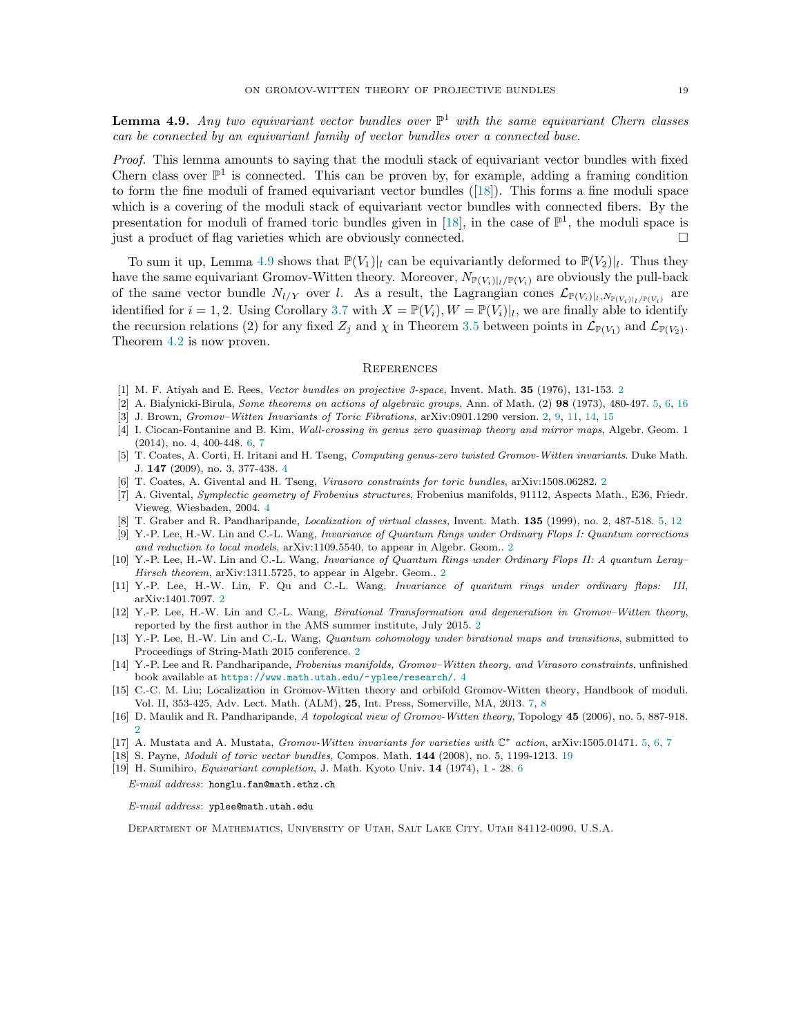**Lemma 4.9.** *Any two equivariant vector bundles over $\mathbb{P}^1$ with the same equivariant Chern classes can be connected by an equivariant family of vector bundles over a connected base.*

*Proof.* This lemma amounts to saying that the moduli stack of equivariant vector bundles with fixed Chern class over $\mathbb{P}^1$ is connected. This can be proven by, for example, adding a framing condition to form the fine moduli of framed equivariant vector bundles ([18]). This forms a fine moduli space which is a covering of the moduli stack of equivariant vector bundles with connected fibers. By the presentation for moduli of framed toric bundles given in [18], in the case of $\mathbb{P}^1$, the moduli space is just a product of flag varieties which are obviously connected. □

To sum it up, Lemma 4.9 shows that $\mathbb{P}(V_1)|_l$ can be equivariantly deformed to $\mathbb{P}(V_2)|_l$. Thus they have the same equivariant Gromov-Witten theory. Moreover, $N_{\mathbb{P}(V_i)|_l/\mathbb{P}(V_i)}$ are obviously the pull-back of the same vector bundle $N_{l/Y}$ over $l$. As a result, the Lagrangian cones $\mathcal{L}_{\mathbb{P}(V_i)|_l, N_{\mathbb{P}(V_i)|_l/\mathbb{P}(V_i)}}$ are identified for $i = 1, 2$. Using Corollary 3.7 with $X = \mathbb{P}(V_i), W = \mathbb{P}(V_i)|_l$, we are finally able to identify the recursion relations (2) for any fixed $Z_j$ and $\chi$ in Theorem 3.5 between points in $\mathcal{L}_{\mathbb{P}(V_1)}$ and $\mathcal{L}_{\mathbb{P}(V_2)}$. Theorem 4.2 is now proven.

## References

[1] M. F. Atiyah and E. Rees, *Vector bundles on projective 3-space*, Invent. Math. **35** (1976), 131-153. 2

[2] A. Bialynicki-Birula, *Some theorems on actions of algebraic groups*, Ann. of Math. (2) **98** (1973), 480-497. 5, 6, 16

[3] J. Brown, *Gromov–Witten Invariants of Toric Fibrations*, arXiv:0901.1290 version. 2, 9, 11, 14, 15

[4] I. Ciocan-Fontanine and B. Kim, *Wall-crossing in genus zero quasimap theory and mirror maps*, Algebr. Geom. 1 (2014), no. 4, 400-448. 6, 7

[5] T. Coates, A. Corti, H. Iritani and H. Tseng, *Computing genus-zero twisted Gromov-Witten invariants*. Duke Math. J. **147** (2009), no. 3, 377-438. 4

[6] T. Coates, A. Givental and H. Tseng, *Virasoro constraints for toric bundles*, arXiv:1508.06282. 2

[7] A. Givental, *Symplectic geometry of Frobenius structures*, Frobenius manifolds, 91112, Aspects Math., E36, Friedr. Vieweg, Wiesbaden, 2004. 4

[8] T. Graber and R. Pandharipande, *Localization of virtual classes*, Invent. Math. **135** (1999), no. 2, 487-518. 5, 12

[9] Y.-P. Lee, H.-W. Lin and C.-L. Wang, *Invariance of Quantum Rings under Ordinary Flops I: Quantum corrections and reduction to local models*, arXiv:1109.5540, to appear in Algebr. Geom.. 2

[10] Y.-P. Lee, H.-W. Lin and C.-L. Wang, *Invariance of Quantum Rings under Ordinary Flops II: A quantum Leray–Hirsch theorem*, arXiv:1311.5725, to appear in Algebr. Geom.. 2

[11] Y.-P. Lee, H.-W. Lin, F. Qu and C.-L. Wang, *Invariance of quantum rings under ordinary flops: III*, arXiv:1401.7097. 2

[12] Y.-P. Lee, H.-W. Lin and C.-L. Wang, *Birational Transformation and degeneration in Gromov–Witten theory*, reported by the first author in the AMS summer institute, July 2015. 2

[13] Y.-P. Lee, H.-W. Lin and C.-L. Wang, *Quantum cohomology under birational maps and transitions*, submitted to Proceedings of String-Math 2015 conference. 2

[14] Y.-P. Lee and R. Pandharipande, *Frobenius manifolds, Gromov–Witten theory, and Virasoro constraints*, unfinished book available at https://www.math.utah.edu/~yplee/research/. 4

[15] C.-C. M. Liu; Localization in Gromov-Witten theory and orbifold Gromov-Witten theory, Handbook of moduli. Vol. II, 353-425, Adv. Lect. Math. (ALM), **25**, Int. Press, Somerville, MA, 2013. 7, 8

[16] D. Maulik and R. Pandharipande, *A topological view of Gromov-Witten theory*, Topology **45** (2006), no. 5, 887-918. 2

[17] A. Mustata and A. Mustata, *Gromov-Witten invariants for varieties with $\mathbb{C}^*$ action*, arXiv:1505.01471. 5, 6, 7

[18] S. Payne, *Moduli of toric vector bundles*, Compos. Math. **144** (2008), no. 5, 1199-1213. 19

[19] H. Sumihiro, *Equivariant completion*, J. Math. Kyoto Univ. **14** (1974), 1 - 28. 6

*E-mail address*: honglu.fan@math.ethz.ch

*E-mail address*: yplee@math.utah.edu

Department of Mathematics, University of Utah, Salt Lake City, Utah 84112-0090, U.S.A.